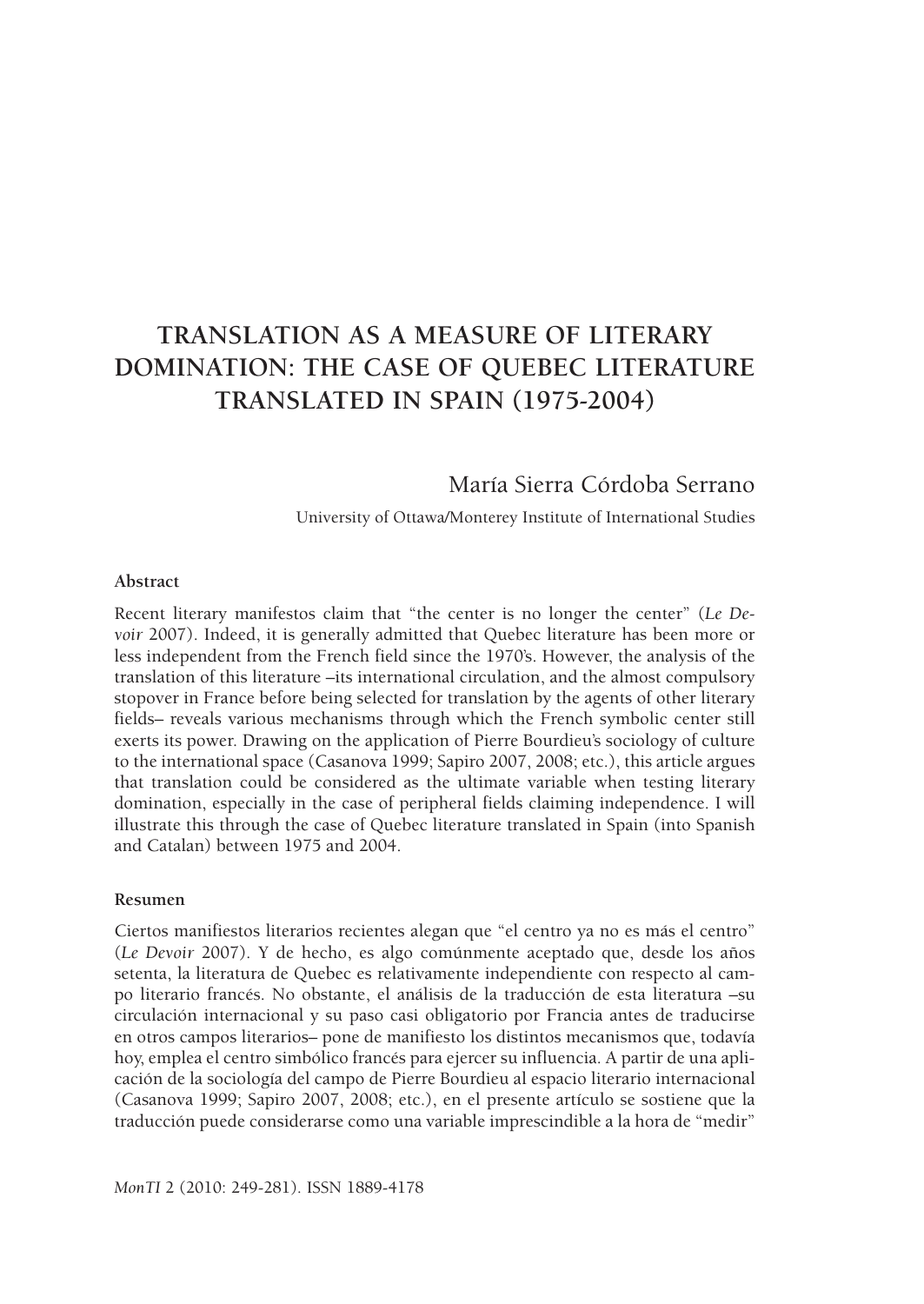# TRANSLATION AS A MEASURE OF LITERARY DOMINATION: THE CASE OF QUEBEC LITERATURE TRANSLATED IN SPAIN (1975-2004)

María Sierra Córdoba Serrano

University of Ottawa/Monterey Institute of International Studies

### Abstract

Recent literary manifestos claim that "the center is no longer the center" (*Le Devoir* 2007). Indeed, it is generally admitted that Quebec literature has been more or less independent from the French field since the 1970's. However, the analysis of the translation of this literature –its international circulation, and the almost compulsory stopover in France before being selected for translation by the agents of other literary fields– reveals various mechanisms through which the French symbolic center still exerts its power. Drawing on the application of Pierre Bourdieu's sociology of culture to the international space (Casanova 1999; Sapiro 2007, 2008; etc.), this article argues that translation could be considered as the ultimate variable when testing literary domination, especially in the case of peripheral fields claiming independence. I will illustrate this through the case of Quebec literature translated in Spain (into Spanish and Catalan) between 1975 and 2004.

### Resumen

Ciertos manifiestos literarios recientes alegan que "el centro ya no es más el centro" (*Le Devoir* 2007). Y de hecho, es algo comúnmente aceptado que, desde los años setenta, la literatura de Quebec es relativamente independiente con respecto al campo literario francés. No obstante, el análisis de la traducción de esta literatura –su circulación internacional y su paso casi obligatorio por Francia antes de traducirse en otros campos literarios– pone de manifiesto los distintos mecanismos que, todavía hoy, emplea el centro simbólico francés para ejercer su influencia. A partir de una aplicación de la sociología del campo de Pierre Bourdieu al espacio literario internacional (Casanova 1999; Sapiro 2007, 2008; etc.), en el presente artículo se sostiene que la traducción puede considerarse como una variable imprescindible a la hora de "medir"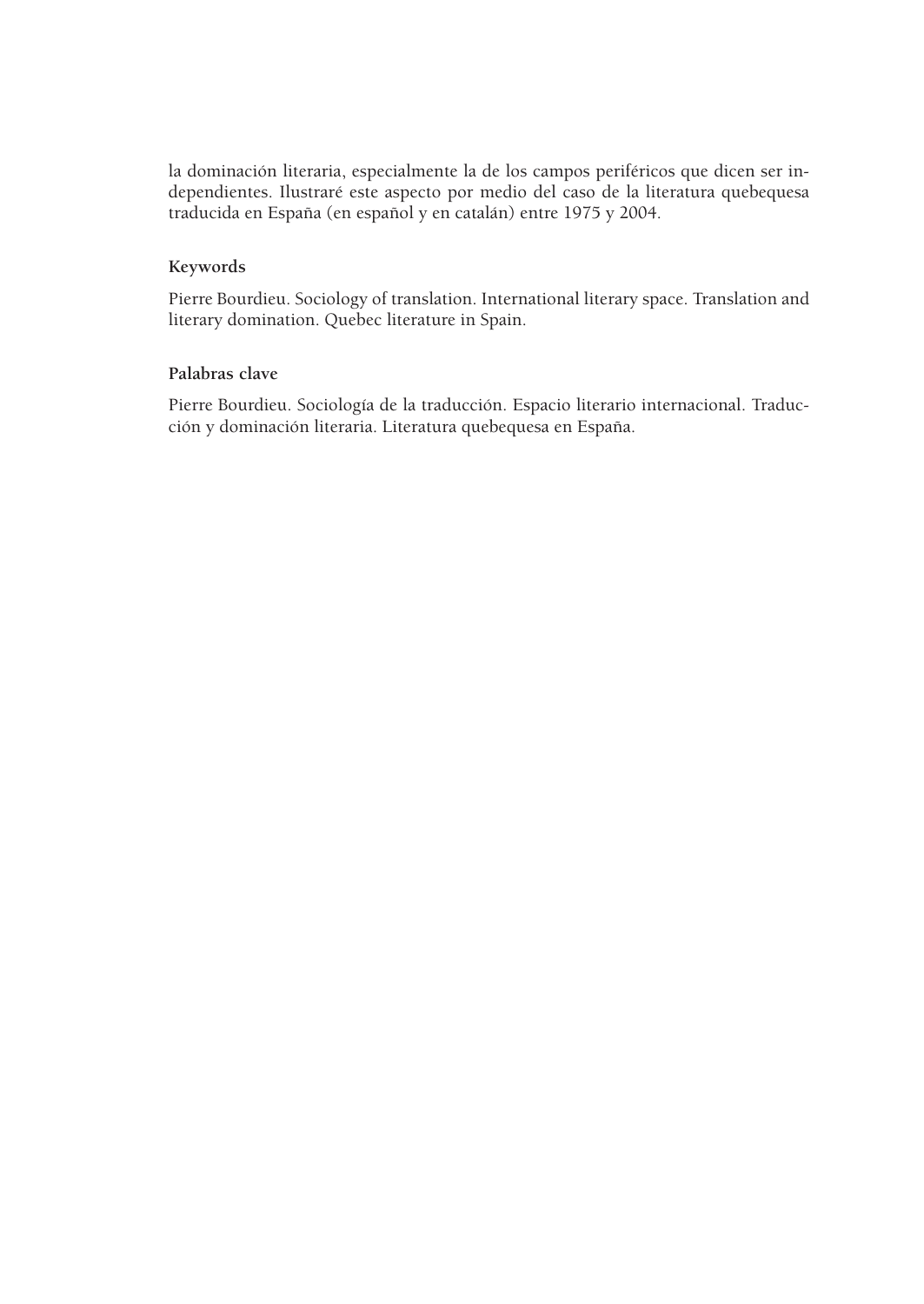la dominación literaria, especialmente la de los campos periféricos que dicen ser independientes. Ilustraré este aspecto por medio del caso de la literatura quebequesa traducida en España (en español y en catalán) entre 1975 y 2004.

**Keywords**

Pierre Bourdieu. Sociology of translation. International literary space. Translation and literary domination. Quebec literature in Spain.

**Palabras clave**

Pierre Bourdieu. Sociología de la traducción. Espacio literario internacional. Traducción y dominación literaria. Literatura quebequesa en España.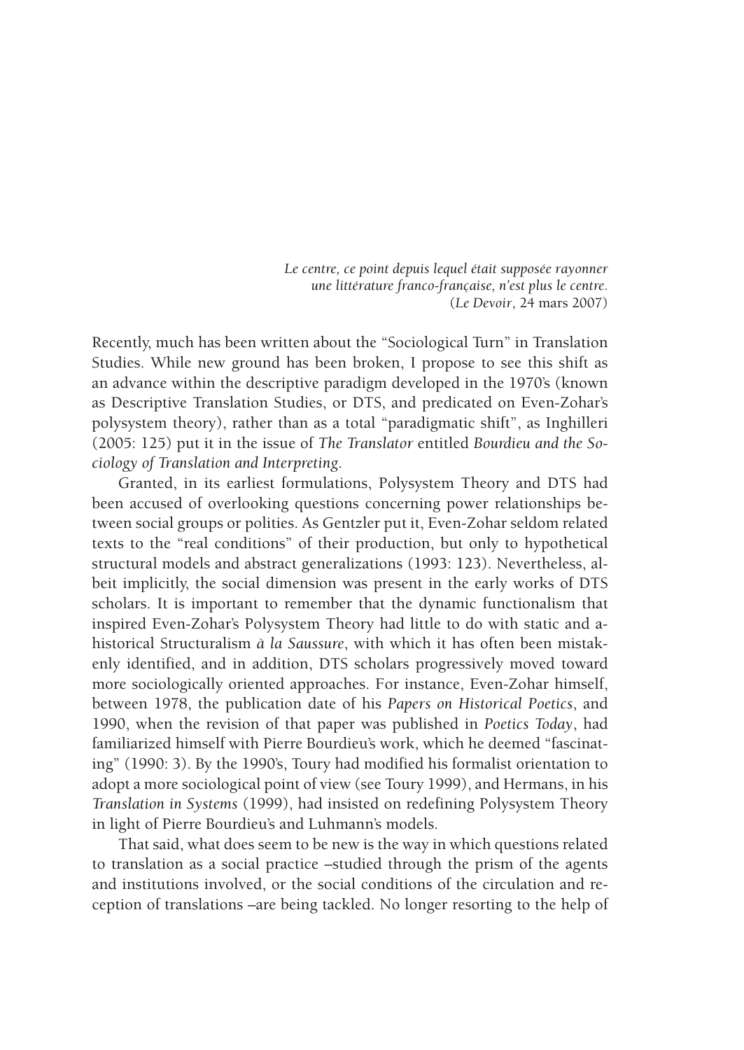*Le centre, ce point depuis lequel était supposée rayonner une littérature franco-française, n'est plus le centre.*
(*Le Devoir*, 24 mars 2007)

Recently, much has been written about the "Sociological Turn" in Translation Studies. While new ground has been broken, I propose to see this shift as an advance within the descriptive paradigm developed in the 1970's (known as Descriptive Translation Studies, or DTS, and predicated on Even-Zohar's polysystem theory), rather than as a total "paradigmatic shift", as Inghilleri (2005: 125) put it in the issue of *The Translator* entitled *Bourdieu and the Sociology of Translation and Interpreting*.

Granted, in its earliest formulations, Polysystem Theory and DTS had been accused of overlooking questions concerning power relationships between social groups or polities. As Gentzler put it, Even-Zohar seldom related texts to the "real conditions" of their production, but only to hypothetical structural models and abstract generalizations (1993: 123). Nevertheless, albeit implicitly, the social dimension was present in the early works of DTS scholars. It is important to remember that the dynamic functionalism that inspired Even-Zohar's Polysystem Theory had little to do with static and a-historical Structuralism *à la Saussure*, with which it has often been mistakenly identified, and in addition, DTS scholars progressively moved toward more sociologically oriented approaches. For instance, Even-Zohar himself, between 1978, the publication date of his *Papers on Historical Poetics*, and 1990, when the revision of that paper was published in *Poetics Today*, had familiarized himself with Pierre Bourdieu's work, which he deemed "fascinating" (1990: 3). By the 1990's, Toury had modified his formalist orientation to adopt a more sociological point of view (see Toury 1999), and Hermans, in his *Translation in Systems* (1999), had insisted on redefining Polysystem Theory in light of Pierre Bourdieu's and Luhmann's models.

That said, what does seem to be new is the way in which questions related to translation as a social practice –studied through the prism of the agents and institutions involved, or the social conditions of the circulation and reception of translations –are being tackled. No longer resorting to the help of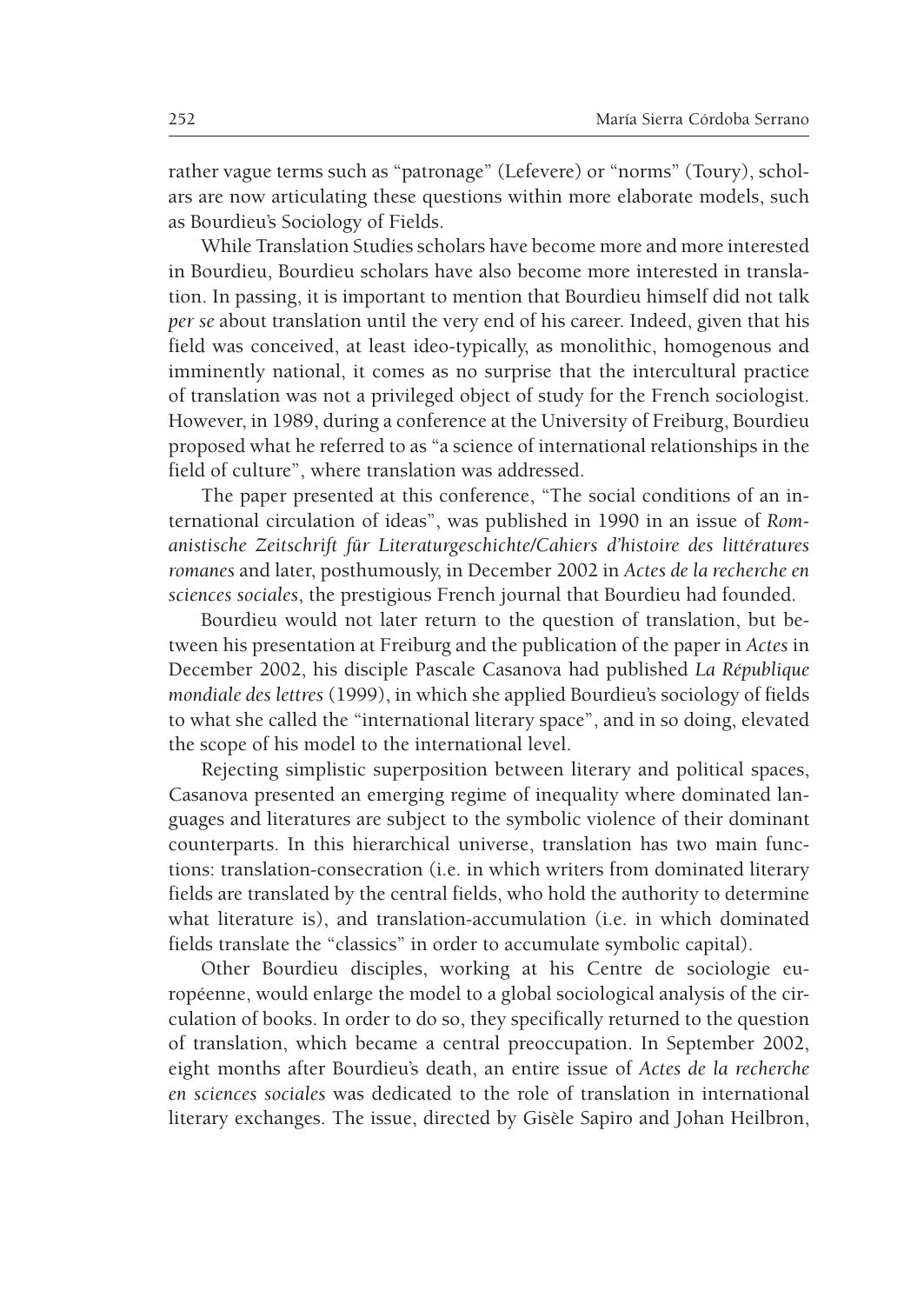rather vague terms such as "patronage" (Lefevere) or "norms" (Toury), scholars are now articulating these questions within more elaborate models, such as Bourdieu's Sociology of Fields.

While Translation Studies scholars have become more and more interested in Bourdieu, Bourdieu scholars have also become more interested in translation. In passing, it is important to mention that Bourdieu himself did not talk *per se* about translation until the very end of his career. Indeed, given that his field was conceived, at least ideo-typically, as monolithic, homogenous and imminently national, it comes as no surprise that the intercultural practice of translation was not a privileged object of study for the French sociologist. However, in 1989, during a conference at the University of Freiburg, Bourdieu proposed what he referred to as "a science of international relationships in the field of culture", where translation was addressed.

The paper presented at this conference, "The social conditions of an international circulation of ideas", was published in 1990 in an issue of *Romanistische Zeitschrift für Literaturgeschichte/Cahiers d'histoire des littératures romanes* and later, posthumously, in December 2002 in *Actes de la recherche en sciences sociales*, the prestigious French journal that Bourdieu had founded.

Bourdieu would not later return to the question of translation, but between his presentation at Freiburg and the publication of the paper in *Actes* in December 2002, his disciple Pascale Casanova had published *La République mondiale des lettres* (1999), in which she applied Bourdieu's sociology of fields to what she called the "international literary space", and in so doing, elevated the scope of his model to the international level.

Rejecting simplistic superposition between literary and political spaces, Casanova presented an emerging regime of inequality where dominated languages and literatures are subject to the symbolic violence of their dominant counterparts. In this hierarchical universe, translation has two main functions: translation-consecration (i.e. in which writers from dominated literary fields are translated by the central fields, who hold the authority to determine what literature is), and translation-accumulation (i.e. in which dominated fields translate the "classics" in order to accumulate symbolic capital).

Other Bourdieu disciples, working at his Centre de sociologie européenne, would enlarge the model to a global sociological analysis of the circulation of books. In order to do so, they specifically returned to the question of translation, which became a central preoccupation. In September 2002, eight months after Bourdieu's death, an entire issue of *Actes de la recherche en sciences sociales* was dedicated to the role of translation in international literary exchanges. The issue, directed by Gisèle Sapiro and Johan Heilbron,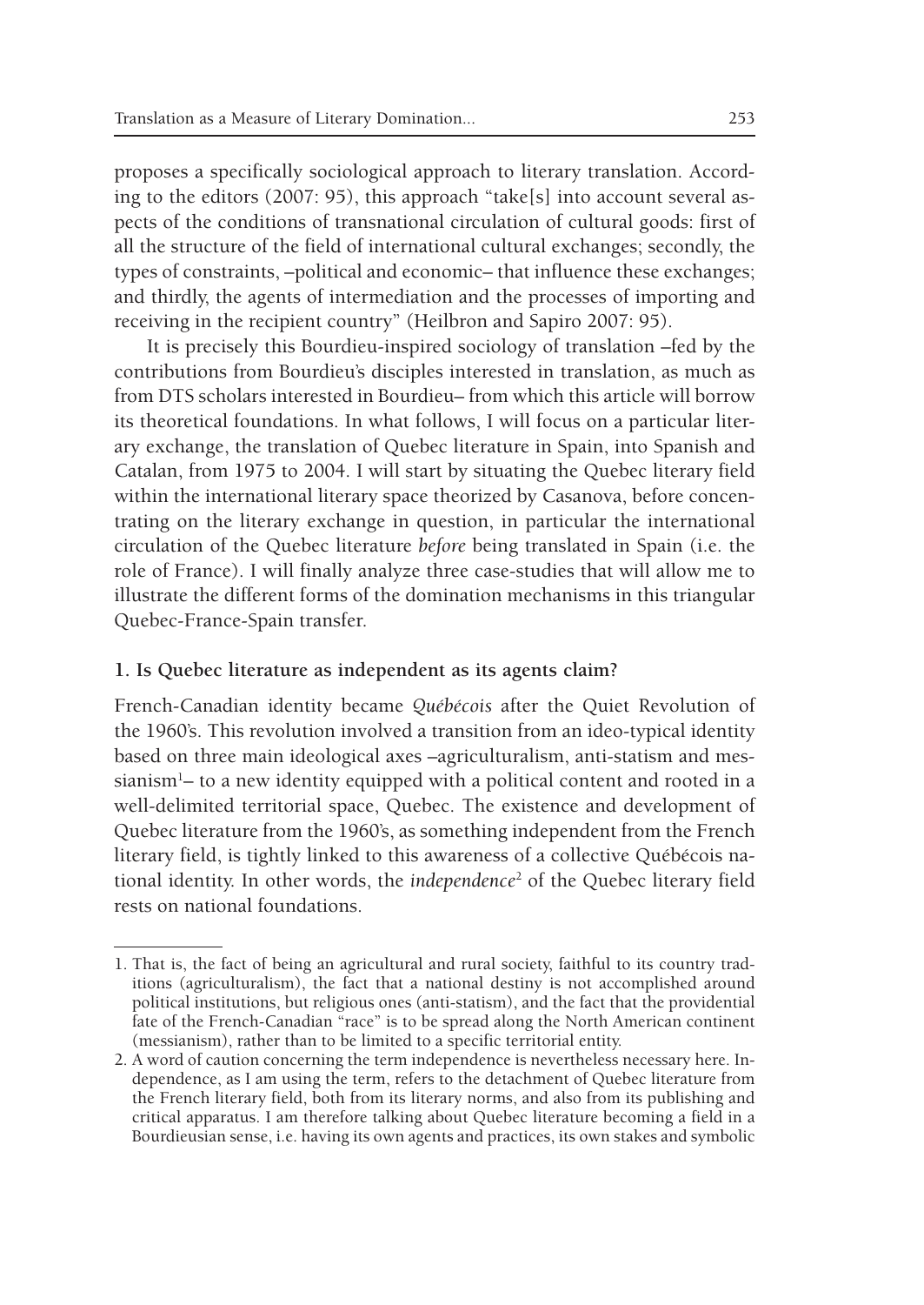proposes a specifically sociological approach to literary translation. According to the editors (2007: 95), this approach "take[s] into account several aspects of the conditions of transnational circulation of cultural goods: first of all the structure of the field of international cultural exchanges; secondly, the types of constraints, –political and economic– that influence these exchanges; and thirdly, the agents of intermediation and the processes of importing and receiving in the recipient country" (Heilbron and Sapiro 2007: 95).

It is precisely this Bourdieu-inspired sociology of translation –fed by the contributions from Bourdieu's disciples interested in translation, as much as from DTS scholars interested in Bourdieu– from which this article will borrow its theoretical foundations. In what follows, I will focus on a particular literary exchange, the translation of Quebec literature in Spain, into Spanish and Catalan, from 1975 to 2004. I will start by situating the Quebec literary field within the international literary space theorized by Casanova, before concentrating on the literary exchange in question, in particular the international circulation of the Quebec literature *before* being translated in Spain (i.e. the role of France). I will finally analyze three case-studies that will allow me to illustrate the different forms of the domination mechanisms in this triangular Quebec-France-Spain transfer.

## 1. Is Quebec literature as independent as its agents claim?

French-Canadian identity became *Québécois* after the Quiet Revolution of the 1960's. This revolution involved a transition from an ideo-typical identity based on three main ideological axes –agriculturalism, anti-statism and messianism[1]– to a new identity equipped with a political content and rooted in a well-delimited territorial space, Quebec. The existence and development of Quebec literature from the 1960's, as something independent from the French literary field, is tightly linked to this awareness of a collective Québécois national identity. In other words, the *independence*[2] of the Quebec literary field rests on national foundations.

---

1. That is, the fact of being an agricultural and rural society, faithful to its country traditions (agriculturalism), the fact that a national destiny is not accomplished around political institutions, but religious ones (anti-statism), and the fact that the providential fate of the French-Canadian "race" is to be spread along the North American continent (messianism), rather than to be limited to a specific territorial entity.

2. A word of caution concerning the term independence is nevertheless necessary here. Independence, as I am using the term, refers to the detachment of Quebec literature from the French literary field, both from its literary norms, and also from its publishing and critical apparatus. I am therefore talking about Quebec literature becoming a field in a Bourdieusian sense, i.e. having its own agents and practices, its own stakes and symbolic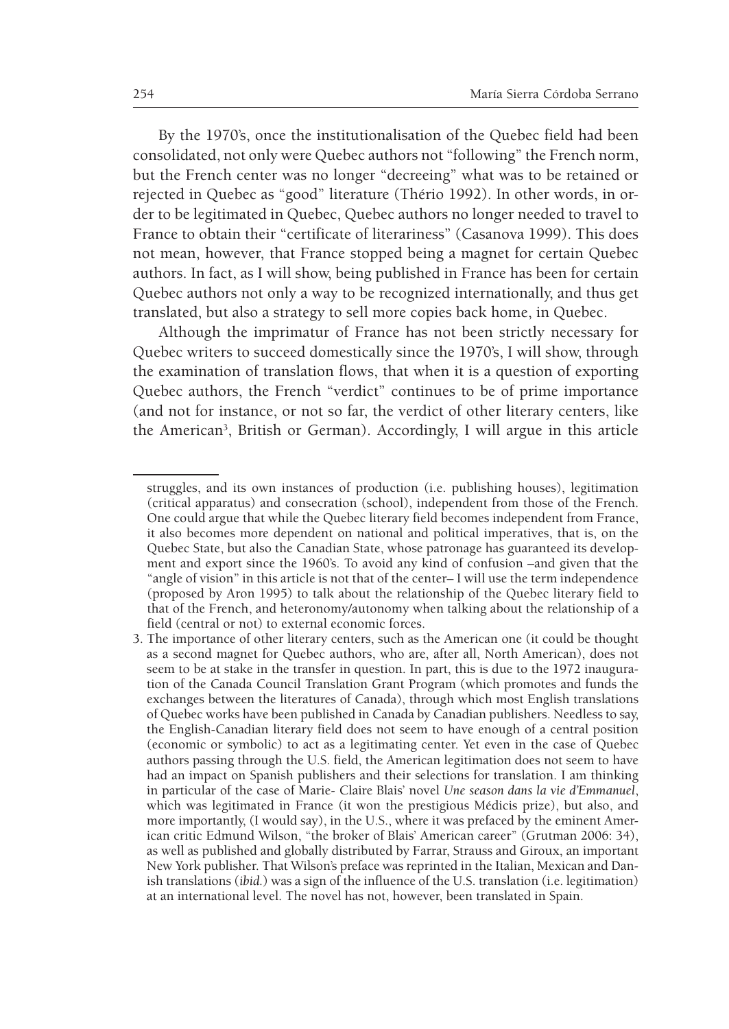By the 1970's, once the institutionalisation of the Quebec field had been consolidated, not only were Quebec authors not "following" the French norm, but the French center was no longer "decreeing" what was to be retained or rejected in Quebec as "good" literature (Thério 1992). In other words, in order to be legitimated in Quebec, Quebec authors no longer needed to travel to France to obtain their "certificate of literariness" (Casanova 1999). This does not mean, however, that France stopped being a magnet for certain Quebec authors. In fact, as I will show, being published in France has been for certain Quebec authors not only a way to be recognized internationally, and thus get translated, but also a strategy to sell more copies back home, in Quebec.

Although the imprimatur of France has not been strictly necessary for Quebec writers to succeed domestically since the 1970's, I will show, through the examination of translation flows, that when it is a question of exporting Quebec authors, the French "verdict" continues to be of prime importance (and not for instance, or not so far, the verdict of other literary centers, like the American[3], British or German). Accordingly, I will argue in this article

---

struggles, and its own instances of production (i.e. publishing houses), legitimation (critical apparatus) and consecration (school), independent from those of the French. One could argue that while the Quebec literary field becomes independent from France, it also becomes more dependent on national and political imperatives, that is, on the Quebec State, but also the Canadian State, whose patronage has guaranteed its development and export since the 1960's. To avoid any kind of confusion –and given that the "angle of vision" in this article is not that of the center– I will use the term independence (proposed by Aron 1995) to talk about the relationship of the Quebec literary field to that of the French, and heteronomy/autonomy when talking about the relationship of a field (central or not) to external economic forces.

3. The importance of other literary centers, such as the American one (it could be thought as a second magnet for Quebec authors, who are, after all, North American), does not seem to be at stake in the transfer in question. In part, this is due to the 1972 inauguration of the Canada Council Translation Grant Program (which promotes and funds the exchanges between the literatures of Canada), through which most English translations of Quebec works have been published in Canada by Canadian publishers. Needless to say, the English-Canadian literary field does not seem to have enough of a central position (economic or symbolic) to act as a legitimating center. Yet even in the case of Quebec authors passing through the U.S. field, the American legitimation does not seem to have had an impact on Spanish publishers and their selections for translation. I am thinking in particular of the case of Marie- Claire Blais' novel *Une season dans la vie d'Emmanuel*, which was legitimated in France (it won the prestigious Médicis prize), but also, and more importantly, (I would say), in the U.S., where it was prefaced by the eminent American critic Edmund Wilson, "the broker of Blais' American career" (Grutman 2006: 34), as well as published and globally distributed by Farrar, Strauss and Giroux, an important New York publisher. That Wilson's preface was reprinted in the Italian, Mexican and Danish translations (*ibid.*) was a sign of the influence of the U.S. translation (i.e. legitimation) at an international level. The novel has not, however, been translated in Spain.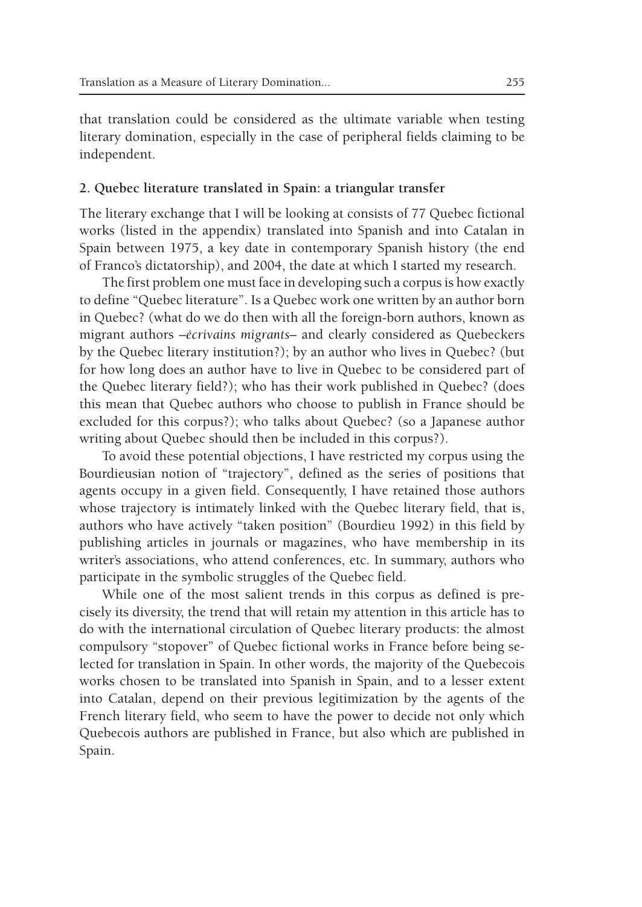that translation could be considered as the ultimate variable when testing literary domination, especially in the case of peripheral fields claiming to be independent.

## 2. Quebec literature translated in Spain: a triangular transfer

The literary exchange that I will be looking at consists of 77 Quebec fictional works (listed in the appendix) translated into Spanish and into Catalan in Spain between 1975, a key date in contemporary Spanish history (the end of Franco's dictatorship), and 2004, the date at which I started my research.

The first problem one must face in developing such a corpus is how exactly to define "Quebec literature". Is a Quebec work one written by an author born in Quebec? (what do we do then with all the foreign-born authors, known as migrant authors –*écrivains migrants*– and clearly considered as Quebeckers by the Quebec literary institution?); by an author who lives in Quebec? (but for how long does an author have to live in Quebec to be considered part of the Quebec literary field?); who has their work published in Quebec? (does this mean that Quebec authors who choose to publish in France should be excluded for this corpus?); who talks about Quebec? (so a Japanese author writing about Quebec should then be included in this corpus?).

To avoid these potential objections, I have restricted my corpus using the Bourdieusian notion of "trajectory", defined as the series of positions that agents occupy in a given field. Consequently, I have retained those authors whose trajectory is intimately linked with the Quebec literary field, that is, authors who have actively "taken position" (Bourdieu 1992) in this field by publishing articles in journals or magazines, who have membership in its writer's associations, who attend conferences, etc. In summary, authors who participate in the symbolic struggles of the Quebec field.

While one of the most salient trends in this corpus as defined is precisely its diversity, the trend that will retain my attention in this article has to do with the international circulation of Quebec literary products: the almost compulsory "stopover" of Quebec fictional works in France before being selected for translation in Spain. In other words, the majority of the Quebecois works chosen to be translated into Spanish in Spain, and to a lesser extent into Catalan, depend on their previous legitimization by the agents of the French literary field, who seem to have the power to decide not only which Quebecois authors are published in France, but also which are published in Spain.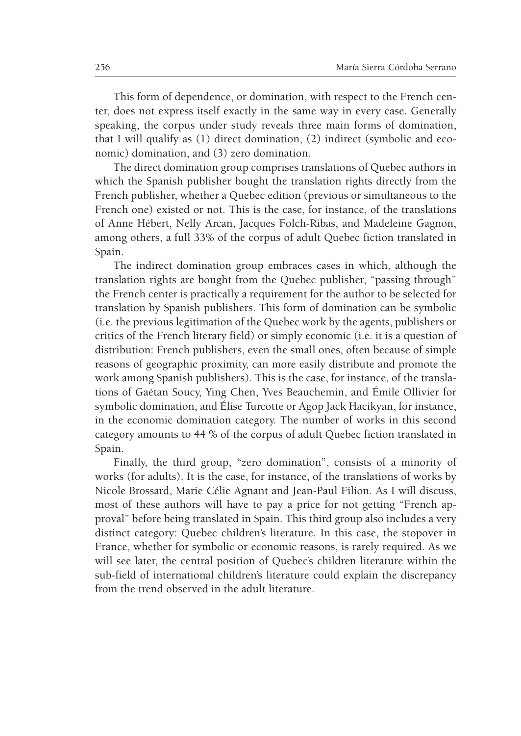This form of dependence, or domination, with respect to the French center, does not express itself exactly in the same way in every case. Generally speaking, the corpus under study reveals three main forms of domination, that I will qualify as (1) direct domination, (2) indirect (symbolic and economic) domination, and (3) zero domination.

The direct domination group comprises translations of Quebec authors in which the Spanish publisher bought the translation rights directly from the French publisher, whether a Quebec edition (previous or simultaneous to the French one) existed or not. This is the case, for instance, of the translations of Anne Hébert, Nelly Arcan, Jacques Folch-Ribas, and Madeleine Gagnon, among others, a full 33% of the corpus of adult Quebec fiction translated in Spain.

The indirect domination group embraces cases in which, although the translation rights are bought from the Quebec publisher, "passing through" the French center is practically a requirement for the author to be selected for translation by Spanish publishers. This form of domination can be symbolic (i.e. the previous legitimation of the Quebec work by the agents, publishers or critics of the French literary field) or simply economic (i.e. it is a question of distribution: French publishers, even the small ones, often because of simple reasons of geographic proximity, can more easily distribute and promote the work among Spanish publishers). This is the case, for instance, of the translations of Gaétan Soucy, Ying Chen, Yves Beauchemin, and Émile Ollivier for symbolic domination, and Élise Turcotte or Agop Jack Hacikyan, for instance, in the economic domination category. The number of works in this second category amounts to 44 % of the corpus of adult Quebec fiction translated in Spain.

Finally, the third group, "zero domination", consists of a minority of works (for adults). It is the case, for instance, of the translations of works by Nicole Brossard, Marie Célie Agnant and Jean-Paul Filion. As I will discuss, most of these authors will have to pay a price for not getting "French approval" before being translated in Spain. This third group also includes a very distinct category: Quebec children's literature. In this case, the stopover in France, whether for symbolic or economic reasons, is rarely required. As we will see later, the central position of Quebec's children literature within the sub-field of international children's literature could explain the discrepancy from the trend observed in the adult literature.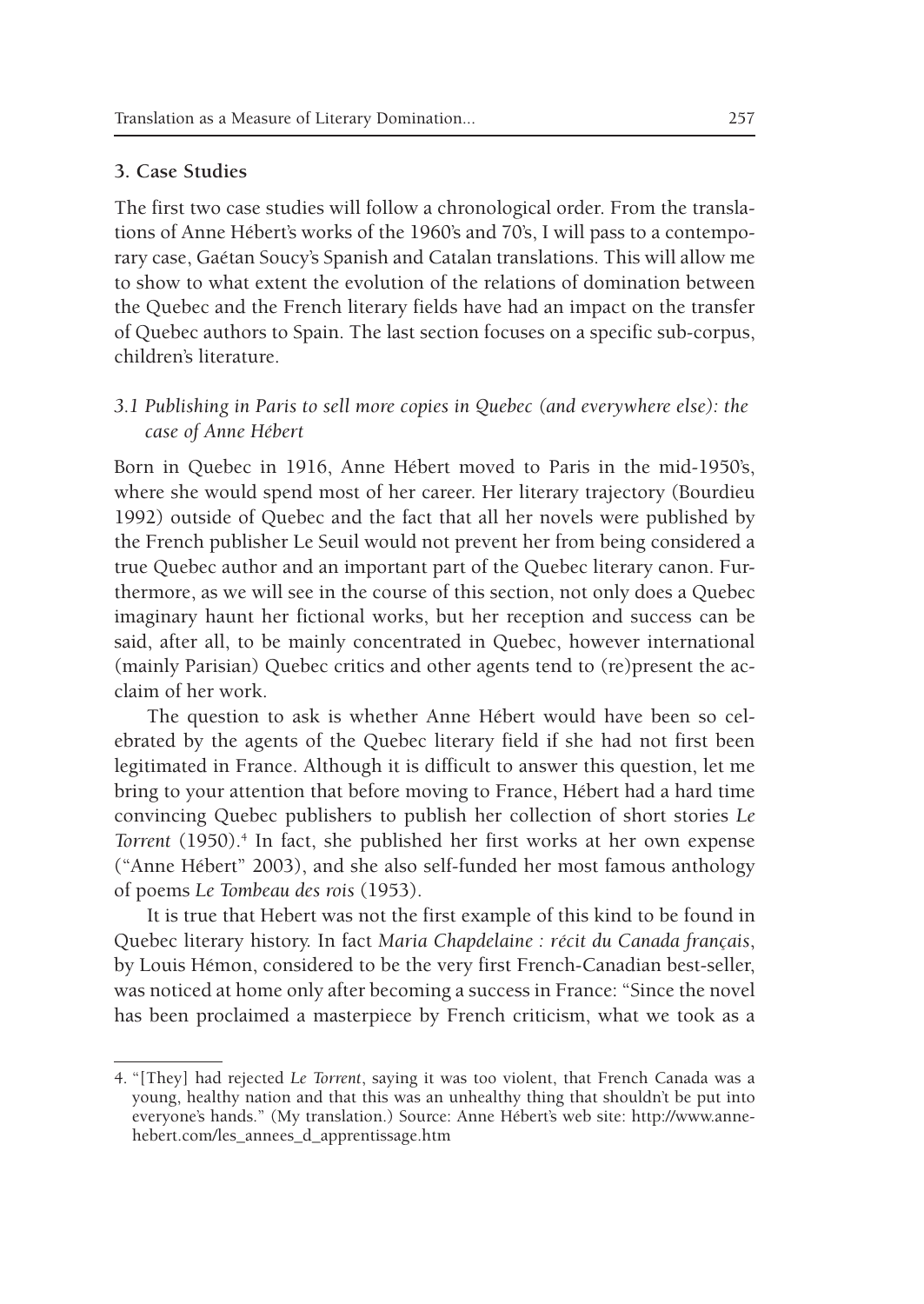### 3. Case Studies

The first two case studies will follow a chronological order. From the translations of Anne Hébert's works of the 1960's and 70's, I will pass to a contemporary case, Gaétan Soucy's Spanish and Catalan translations. This will allow me to show to what extent the evolution of the relations of domination between the Quebec and the French literary fields have had an impact on the transfer of Quebec authors to Spain. The last section focuses on a specific sub-corpus, children's literature.

#### *3.1 Publishing in Paris to sell more copies in Quebec (and everywhere else): the case of Anne Hébert*

Born in Quebec in 1916, Anne Hébert moved to Paris in the mid-1950's, where she would spend most of her career. Her literary trajectory (Bourdieu 1992) outside of Quebec and the fact that all her novels were published by the French publisher Le Seuil would not prevent her from being considered a true Quebec author and an important part of the Quebec literary canon. Furthermore, as we will see in the course of this section, not only does a Quebec imaginary haunt her fictional works, but her reception and success can be said, after all, to be mainly concentrated in Quebec, however international (mainly Parisian) Quebec critics and other agents tend to (re)present the acclaim of her work.

The question to ask is whether Anne Hébert would have been so celebrated by the agents of the Quebec literary field if she had not first been legitimated in France. Although it is difficult to answer this question, let me bring to your attention that before moving to France, Hébert had a hard time convincing Quebec publishers to publish her collection of short stories *Le Torrent* (1950).[4] In fact, she published her first works at her own expense ("Anne Hébert" 2003), and she also self-funded her most famous anthology of poems *Le Tombeau des rois* (1953).

It is true that Hebert was not the first example of this kind to be found in Quebec literary history. In fact *Maria Chapdelaine : récit du Canada français*, by Louis Hémon, considered to be the very first French-Canadian best-seller, was noticed at home only after becoming a success in France: "Since the novel has been proclaimed a masterpiece by French criticism, what we took as a

---

4. "[They] had rejected *Le Torrent*, saying it was too violent, that French Canada was a young, healthy nation and that this was an unhealthy thing that shouldn't be put into everyone's hands." (My translation.) Source: Anne Hébert's web site: http://www.annehebert.com/les_annees_d_apprentissage.htm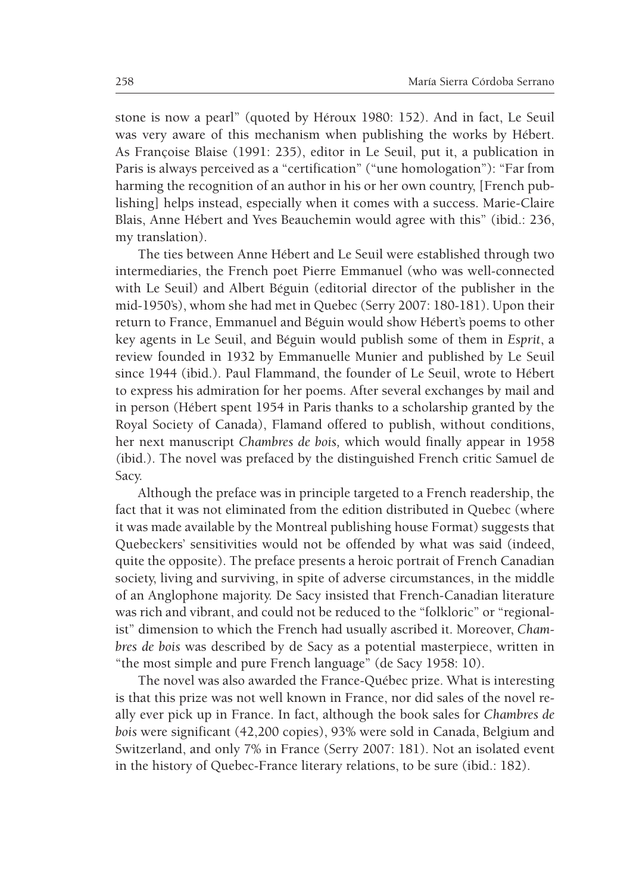stone is now a pearl" (quoted by Héroux 1980: 152). And in fact, Le Seuil was very aware of this mechanism when publishing the works by Hébert. As Françoise Blaise (1991: 235), editor in Le Seuil, put it, a publication in Paris is always perceived as a "certification" ("une homologation"): "Far from harming the recognition of an author in his or her own country, [French publishing] helps instead, especially when it comes with a success. Marie-Claire Blais, Anne Hébert and Yves Beauchemin would agree with this" (ibid.: 236, my translation).

The ties between Anne Hébert and Le Seuil were established through two intermediaries, the French poet Pierre Emmanuel (who was well-connected with Le Seuil) and Albert Béguin (editorial director of the publisher in the mid-1950's), whom she had met in Quebec (Serry 2007: 180-181). Upon their return to France, Emmanuel and Béguin would show Hébert's poems to other key agents in Le Seuil, and Béguin would publish some of them in *Esprit*, a review founded in 1932 by Emmanuelle Munier and published by Le Seuil since 1944 (ibid.). Paul Flammand, the founder of Le Seuil, wrote to Hébert to express his admiration for her poems. After several exchanges by mail and in person (Hébert spent 1954 in Paris thanks to a scholarship granted by the Royal Society of Canada), Flamand offered to publish, without conditions, her next manuscript *Chambres de bois,* which would finally appear in 1958 (ibid.). The novel was prefaced by the distinguished French critic Samuel de Sacy.

Although the preface was in principle targeted to a French readership, the fact that it was not eliminated from the edition distributed in Quebec (where it was made available by the Montreal publishing house Format) suggests that Quebeckers' sensitivities would not be offended by what was said (indeed, quite the opposite). The preface presents a heroic portrait of French Canadian society, living and surviving, in spite of adverse circumstances, in the middle of an Anglophone majority. De Sacy insisted that French-Canadian literature was rich and vibrant, and could not be reduced to the "folkloric" or "regionalist" dimension to which the French had usually ascribed it. Moreover, *Chambres de bois* was described by de Sacy as a potential masterpiece, written in "the most simple and pure French language" (de Sacy 1958: 10).

The novel was also awarded the France-Québec prize. What is interesting is that this prize was not well known in France, nor did sales of the novel really ever pick up in France. In fact, although the book sales for *Chambres de bois* were significant (42,200 copies), 93% were sold in Canada, Belgium and Switzerland, and only 7% in France (Serry 2007: 181). Not an isolated event in the history of Quebec-France literary relations, to be sure (ibid.: 182).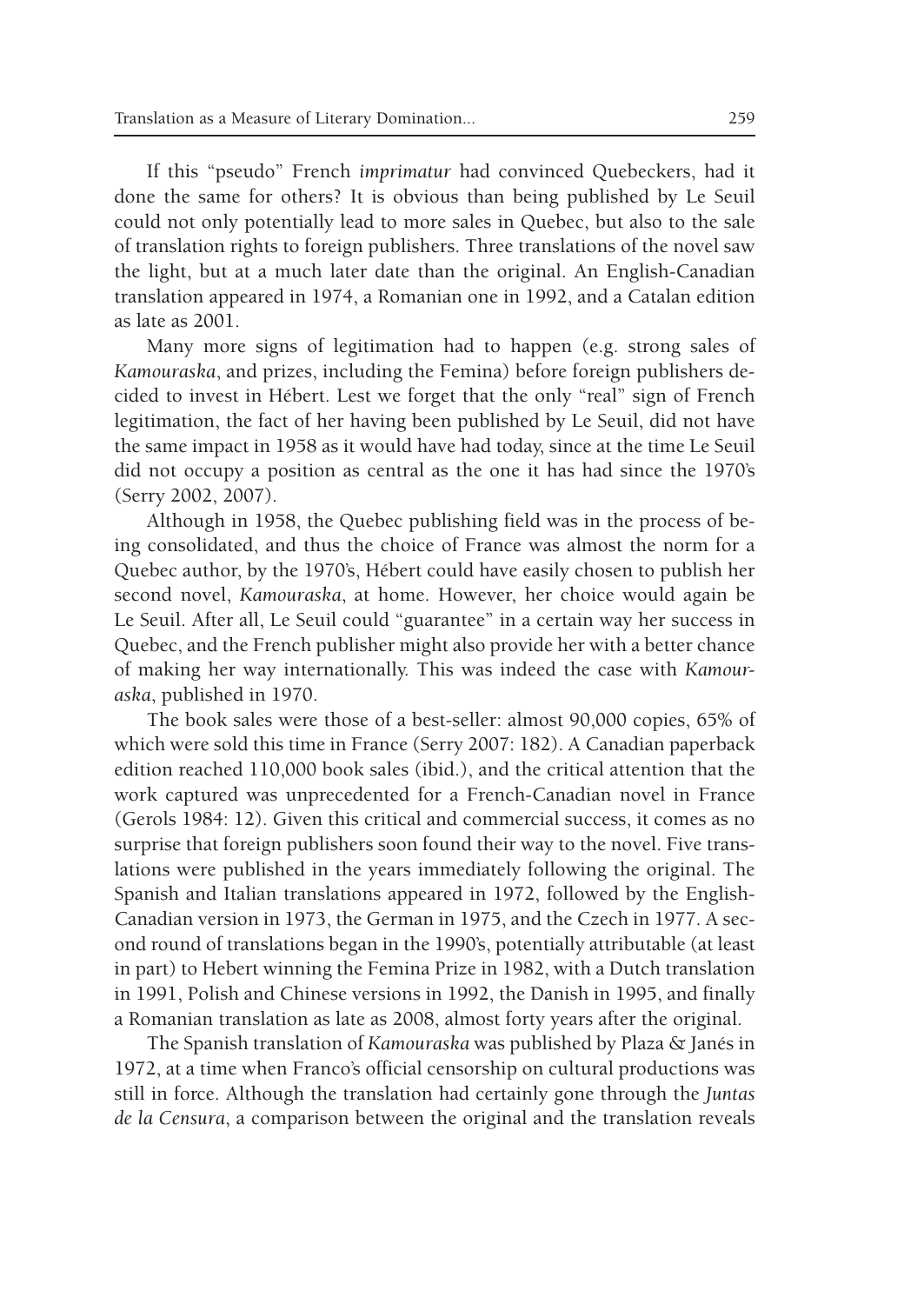If this "pseudo" French *imprimatur* had convinced Quebeckers, had it done the same for others? It is obvious than being published by Le Seuil could not only potentially lead to more sales in Quebec, but also to the sale of translation rights to foreign publishers. Three translations of the novel saw the light, but at a much later date than the original. An English-Canadian translation appeared in 1974, a Romanian one in 1992, and a Catalan edition as late as 2001.

Many more signs of legitimation had to happen (e.g. strong sales of *Kamouraska*, and prizes, including the Femina) before foreign publishers decided to invest in Hébert. Lest we forget that the only "real" sign of French legitimation, the fact of her having been published by Le Seuil, did not have the same impact in 1958 as it would have had today, since at the time Le Seuil did not occupy a position as central as the one it has had since the 1970's (Serry 2002, 2007).

Although in 1958, the Quebec publishing field was in the process of being consolidated, and thus the choice of France was almost the norm for a Quebec author, by the 1970's, Hébert could have easily chosen to publish her second novel, *Kamouraska*, at home. However, her choice would again be Le Seuil. After all, Le Seuil could "guarantee" in a certain way her success in Quebec, and the French publisher might also provide her with a better chance of making her way internationally. This was indeed the case with *Kamouraska*, published in 1970.

The book sales were those of a best-seller: almost 90,000 copies, 65% of which were sold this time in France (Serry 2007: 182). A Canadian paperback edition reached 110,000 book sales (ibid.), and the critical attention that the work captured was unprecedented for a French-Canadian novel in France (Gerols 1984: 12). Given this critical and commercial success, it comes as no surprise that foreign publishers soon found their way to the novel. Five translations were published in the years immediately following the original. The Spanish and Italian translations appeared in 1972, followed by the English-Canadian version in 1973, the German in 1975, and the Czech in 1977. A second round of translations began in the 1990's, potentially attributable (at least in part) to Hebert winning the Femina Prize in 1982, with a Dutch translation in 1991, Polish and Chinese versions in 1992, the Danish in 1995, and finally a Romanian translation as late as 2008, almost forty years after the original.

The Spanish translation of *Kamouraska* was published by Plaza & Janés in 1972, at a time when Franco's official censorship on cultural productions was still in force. Although the translation had certainly gone through the *Juntas de la Censura*, a comparison between the original and the translation reveals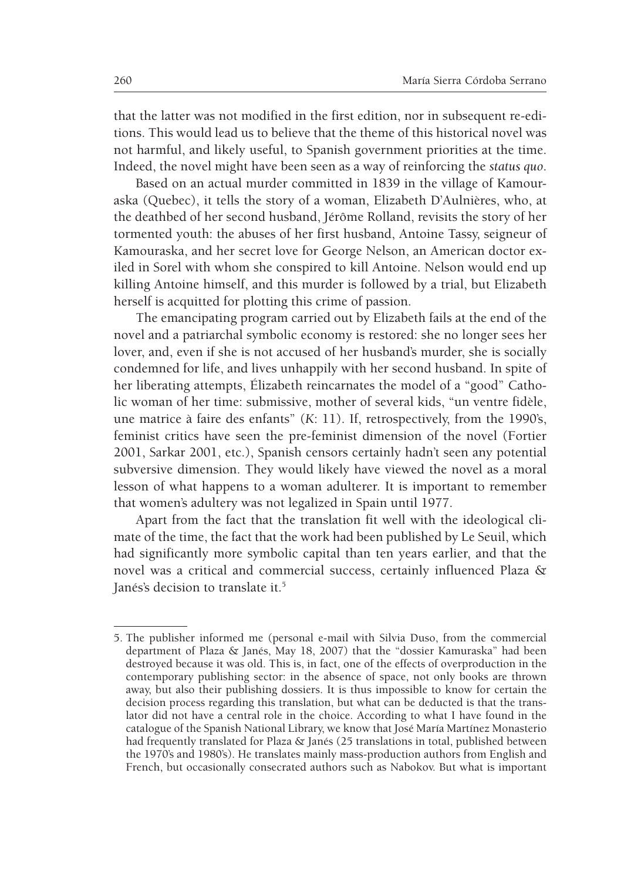that the latter was not modified in the first edition, nor in subsequent re-editions. This would lead us to believe that the theme of this historical novel was not harmful, and likely useful, to Spanish government priorities at the time. Indeed, the novel might have been seen as a way of reinforcing the *status quo*.

Based on an actual murder committed in 1839 in the village of Kamouraska (Quebec), it tells the story of a woman, Elizabeth D'Aulnières, who, at the deathbed of her second husband, Jérôme Rolland, revisits the story of her tormented youth: the abuses of her first husband, Antoine Tassy, seigneur of Kamouraska, and her secret love for George Nelson, an American doctor exiled in Sorel with whom she conspired to kill Antoine. Nelson would end up killing Antoine himself, and this murder is followed by a trial, but Elizabeth herself is acquitted for plotting this crime of passion.

The emancipating program carried out by Elizabeth fails at the end of the novel and a patriarchal symbolic economy is restored: she no longer sees her lover, and, even if she is not accused of her husband's murder, she is socially condemned for life, and lives unhappily with her second husband. In spite of her liberating attempts, Élizabeth reincarnates the model of a "good" Catholic woman of her time: submissive, mother of several kids, "un ventre fidèle, une matrice à faire des enfants" (*K*: 11). If, retrospectively, from the 1990's, feminist critics have seen the pre-feminist dimension of the novel (Fortier 2001, Sarkar 2001, etc.), Spanish censors certainly hadn't seen any potential subversive dimension. They would likely have viewed the novel as a moral lesson of what happens to a woman adulterer. It is important to remember that women's adultery was not legalized in Spain until 1977.

Apart from the fact that the translation fit well with the ideological climate of the time, the fact that the work had been published by Le Seuil, which had significantly more symbolic capital than ten years earlier, and that the novel was a critical and commercial success, certainly influenced Plaza & Janés's decision to translate it.[5]

---

5. The publisher informed me (personal e-mail with Silvia Duso, from the commercial department of Plaza & Janés, May 18, 2007) that the "dossier Kamuraska" had been destroyed because it was old. This is, in fact, one of the effects of overproduction in the contemporary publishing sector: in the absence of space, not only books are thrown away, but also their publishing dossiers. It is thus impossible to know for certain the decision process regarding this translation, but what can be deducted is that the translator did not have a central role in the choice. According to what I have found in the catalogue of the Spanish National Library, we know that José María Martínez Monasterio had frequently translated for Plaza & Janés (25 translations in total, published between the 1970's and 1980's). He translates mainly mass-production authors from English and French, but occasionally consecrated authors such as Nabokov. But what is important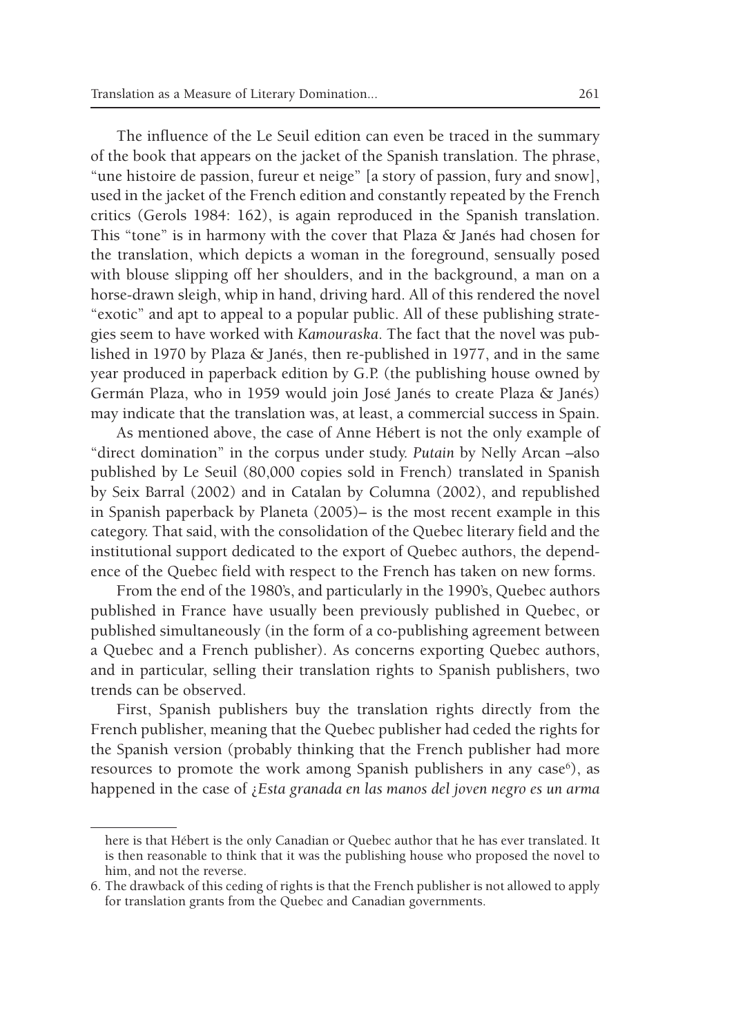The influence of the Le Seuil edition can even be traced in the summary of the book that appears on the jacket of the Spanish translation. The phrase, "une histoire de passion, fureur et neige" [a story of passion, fury and snow], used in the jacket of the French edition and constantly repeated by the French critics (Gerols 1984: 162), is again reproduced in the Spanish translation. This "tone" is in harmony with the cover that Plaza & Janés had chosen for the translation, which depicts a woman in the foreground, sensually posed with blouse slipping off her shoulders, and in the background, a man on a horse-drawn sleigh, whip in hand, driving hard. All of this rendered the novel "exotic" and apt to appeal to a popular public. All of these publishing strategies seem to have worked with *Kamouraska*. The fact that the novel was published in 1970 by Plaza & Janés, then re-published in 1977, and in the same year produced in paperback edition by G.P. (the publishing house owned by Germán Plaza, who in 1959 would join José Janés to create Plaza & Janés) may indicate that the translation was, at least, a commercial success in Spain.

As mentioned above, the case of Anne Hébert is not the only example of "direct domination" in the corpus under study. *Putain* by Nelly Arcan –also published by Le Seuil (80,000 copies sold in French) translated in Spanish by Seix Barral (2002) and in Catalan by Columna (2002), and republished in Spanish paperback by Planeta (2005)– is the most recent example in this category. That said, with the consolidation of the Quebec literary field and the institutional support dedicated to the export of Quebec authors, the dependence of the Quebec field with respect to the French has taken on new forms.

From the end of the 1980's, and particularly in the 1990's, Quebec authors published in France have usually been previously published in Quebec, or published simultaneously (in the form of a co-publishing agreement between a Quebec and a French publisher). As concerns exporting Quebec authors, and in particular, selling their translation rights to Spanish publishers, two trends can be observed.

First, Spanish publishers buy the translation rights directly from the French publisher, meaning that the Quebec publisher had ceded the rights for the Spanish version (probably thinking that the French publisher had more resources to promote the work among Spanish publishers in any case[6]), as happened in the case of *¿Esta granada en las manos del joven negro es un arma*

---

here is that Hébert is the only Canadian or Quebec author that he has ever translated. It is then reasonable to think that it was the publishing house who proposed the novel to him, and not the reverse.

6. The drawback of this ceding of rights is that the French publisher is not allowed to apply for translation grants from the Quebec and Canadian governments.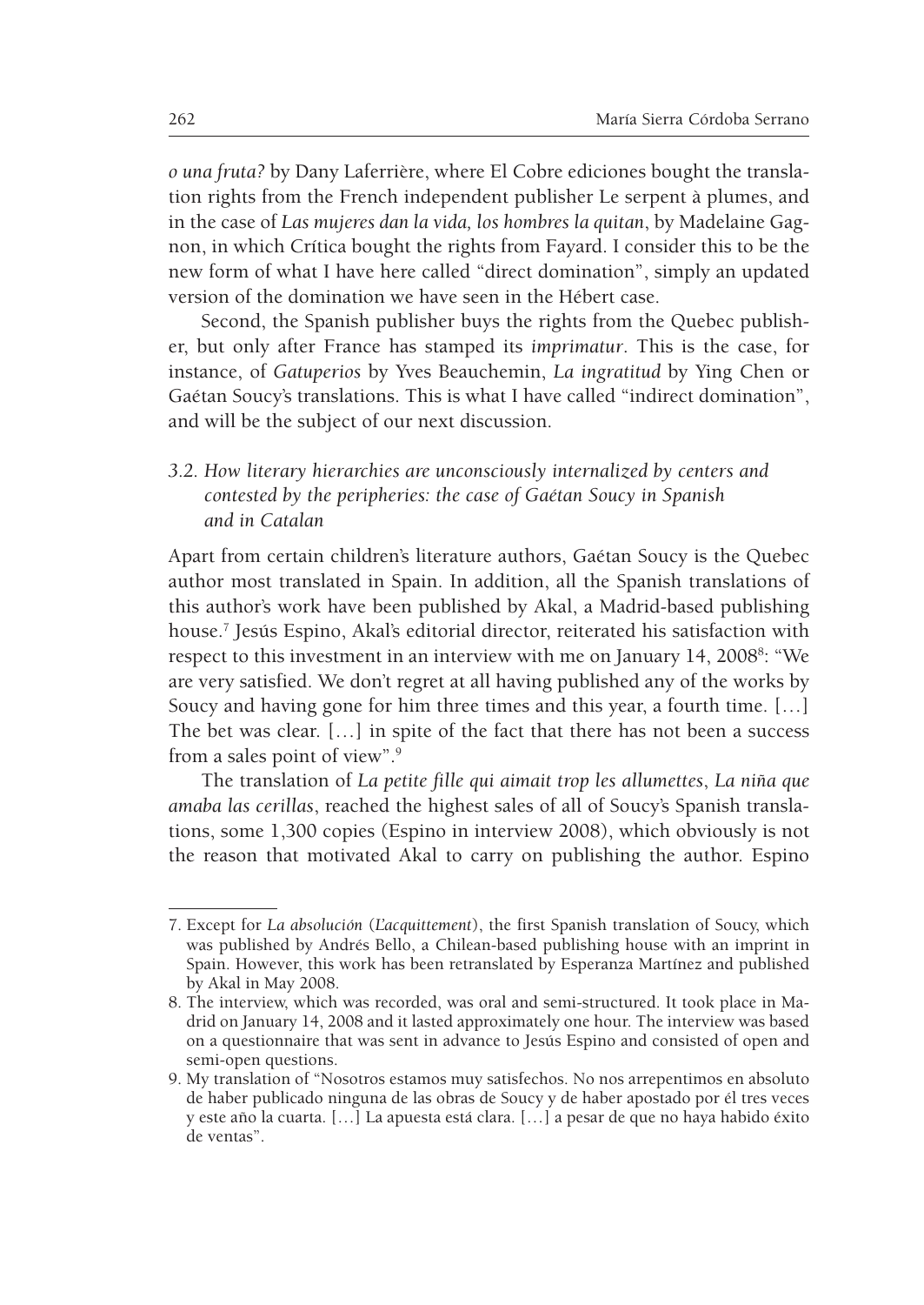*o una fruta?* by Dany Laferrière, where El Cobre ediciones bought the translation rights from the French independent publisher Le serpent à plumes, and in the case of *Las mujeres dan la vida, los hombres la quitan*, by Madelaine Gagnon, in which Crítica bought the rights from Fayard. I consider this to be the new form of what I have here called "direct domination", simply an updated version of the domination we have seen in the Hébert case.

Second, the Spanish publisher buys the rights from the Quebec publisher, but only after France has stamped its *imprimatur*. This is the case, for instance, of *Gatuperios* by Yves Beauchemin, *La ingratitud* by Ying Chen or Gaétan Soucy's translations. This is what I have called "indirect domination", and will be the subject of our next discussion.

### *3.2. How literary hierarchies are unconsciously internalized by centers and contested by the peripheries: the case of Gaétan Soucy in Spanish and in Catalan*

Apart from certain children's literature authors, Gaétan Soucy is the Quebec author most translated in Spain. In addition, all the Spanish translations of this author's work have been published by Akal, a Madrid-based publishing house.[7] Jesús Espino, Akal's editorial director, reiterated his satisfaction with respect to this investment in an interview with me on January 14, 2008[8]: "We are very satisfied. We don't regret at all having published any of the works by Soucy and having gone for him three times and this year, a fourth time. […] The bet was clear. […] in spite of the fact that there has not been a success from a sales point of view".[9]

The translation of *La petite fille qui aimait trop les allumettes*, *La niña que amaba las cerillas*, reached the highest sales of all of Soucy's Spanish translations, some 1,300 copies (Espino in interview 2008), which obviously is not the reason that motivated Akal to carry on publishing the author. Espino

7. Except for *La absolución* (*L'acquittement*), the first Spanish translation of Soucy, which was published by Andrés Bello, a Chilean-based publishing house with an imprint in Spain. However, this work has been retranslated by Esperanza Martínez and published by Akal in May 2008.

8. The interview, which was recorded, was oral and semi-structured. It took place in Madrid on January 14, 2008 and it lasted approximately one hour. The interview was based on a questionnaire that was sent in advance to Jesús Espino and consisted of open and semi-open questions.

9. My translation of "Nosotros estamos muy satisfechos. No nos arrepentimos en absoluto de haber publicado ninguna de las obras de Soucy y de haber apostado por él tres veces y este año la cuarta. […] La apuesta está clara. […] a pesar de que no haya habido éxito de ventas".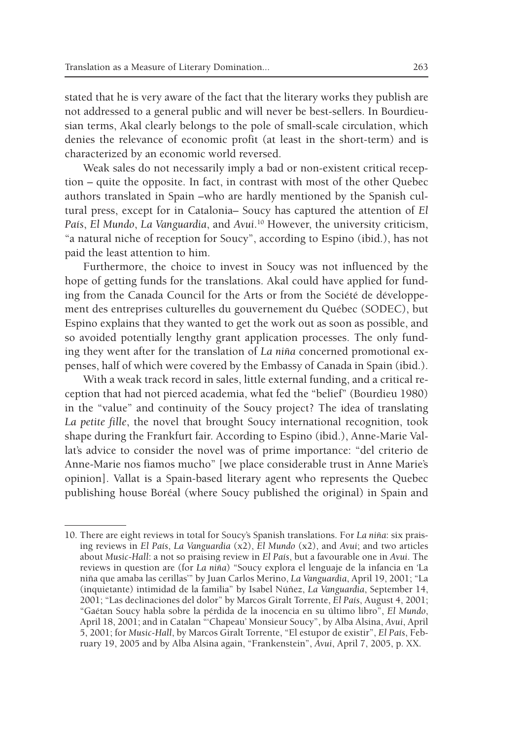stated that he is very aware of the fact that the literary works they publish are not addressed to a general public and will never be best-sellers. In Bourdieusian terms, Akal clearly belongs to the pole of small-scale circulation, which denies the relevance of economic profit (at least in the short-term) and is characterized by an economic world reversed.

Weak sales do not necessarily imply a bad or non-existent critical reception – quite the opposite. In fact, in contrast with most of the other Quebec authors translated in Spain –who are hardly mentioned by the Spanish cultural press, except for in Catalonia– Soucy has captured the attention of *El País*, *El Mundo*, *La Vanguardia*, and *Avui*.[10] However, the university criticism, "a natural niche of reception for Soucy", according to Espino (ibid.), has not paid the least attention to him.

Furthermore, the choice to invest in Soucy was not influenced by the hope of getting funds for the translations. Akal could have applied for funding from the Canada Council for the Arts or from the Société de développement des entreprises culturelles du gouvernement du Québec (SODEC), but Espino explains that they wanted to get the work out as soon as possible, and so avoided potentially lengthy grant application processes. The only funding they went after for the translation of *La niña* concerned promotional expenses, half of which were covered by the Embassy of Canada in Spain (ibid.).

With a weak track record in sales, little external funding, and a critical reception that had not pierced academia, what fed the "belief" (Bourdieu 1980) in the "value" and continuity of the Soucy project? The idea of translating *La petite fille*, the novel that brought Soucy international recognition, took shape during the Frankfurt fair. According to Espino (ibid.), Anne-Marie Vallat's advice to consider the novel was of prime importance: "del criterio de Anne-Marie nos fiamos mucho" [we place considerable trust in Anne Marie's opinion]. Vallat is a Spain-based literary agent who represents the Quebec publishing house Boréal (where Soucy published the original) in Spain and

---

10. There are eight reviews in total for Soucy's Spanish translations. For *La niña*: six praising reviews in *El País*, *La Vanguardia* (x2), *El Mundo* (x2), and *Avui*; and two articles about *Music-Hall*: a not so praising review in *El País*, but a favourable one in *Avui*. The reviews in question are (for *La niña*) "Soucy explora el lenguaje de la infancia en 'La niña que amaba las cerillas'" by Juan Carlos Merino, *La Vanguardia*, April 19, 2001; "La (inquietante) intimidad de la familia" by Isabel Núñez, *La Vanguardia*, September 14, 2001; "Las declinaciones del dolor" by Marcos Giralt Torrente, *El País*, August 4, 2001; "Gaétan Soucy habla sobre la pérdida de la inocencia en su último libro", *El Mundo*, April 18, 2001; and in Catalan "'Chapeau' Monsieur Soucy", by Alba Alsina, *Avui*, April 5, 2001; for *Music-Hall*, by Marcos Giralt Torrente, "El estupor de existir", *El País*, February 19, 2005 and by Alba Alsina again, "Frankenstein", *Avui*, April 7, 2005, p. XX.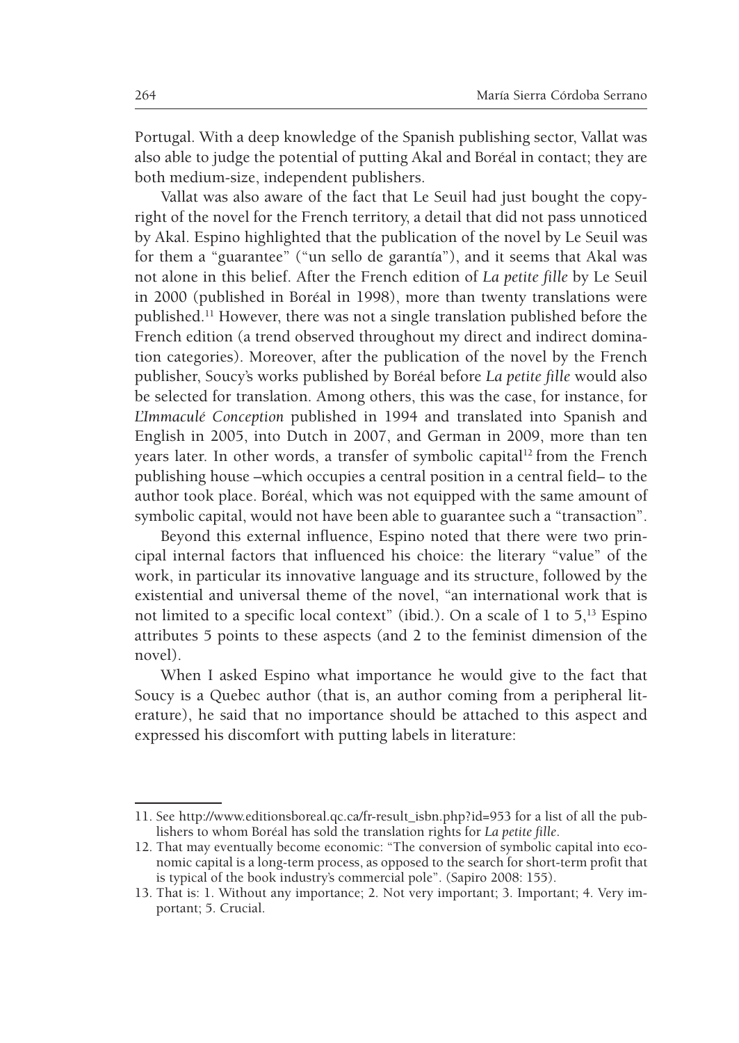Portugal. With a deep knowledge of the Spanish publishing sector, Vallat was also able to judge the potential of putting Akal and Boréal in contact; they are both medium-size, independent publishers.

Vallat was also aware of the fact that Le Seuil had just bought the copyright of the novel for the French territory, a detail that did not pass unnoticed by Akal. Espino highlighted that the publication of the novel by Le Seuil was for them a "guarantee" ("un sello de garantía"), and it seems that Akal was not alone in this belief. After the French edition of *La petite fille* by Le Seuil in 2000 (published in Boréal in 1998), more than twenty translations were published.[11] However, there was not a single translation published before the French edition (a trend observed throughout my direct and indirect domination categories). Moreover, after the publication of the novel by the French publisher, Soucy's works published by Boréal before *La petite fille* would also be selected for translation. Among others, this was the case, for instance, for *L'Immaculé Conception* published in 1994 and translated into Spanish and English in 2005, into Dutch in 2007, and German in 2009, more than ten years later. In other words, a transfer of symbolic capital[12] from the French publishing house –which occupies a central position in a central field– to the author took place. Boréal, which was not equipped with the same amount of symbolic capital, would not have been able to guarantee such a "transaction".

Beyond this external influence, Espino noted that there were two principal internal factors that influenced his choice: the literary "value" of the work, in particular its innovative language and its structure, followed by the existential and universal theme of the novel, "an international work that is not limited to a specific local context" (ibid.). On a scale of 1 to 5,[13] Espino attributes 5 points to these aspects (and 2 to the feminist dimension of the novel).

When I asked Espino what importance he would give to the fact that Soucy is a Quebec author (that is, an author coming from a peripheral literature), he said that no importance should be attached to this aspect and expressed his discomfort with putting labels in literature:

---

11. See http://www.editionsboreal.qc.ca/fr-result_isbn.php?id=953 for a list of all the publishers to whom Boréal has sold the translation rights for *La petite fille*.

12. That may eventually become economic: "The conversion of symbolic capital into economic capital is a long-term process, as opposed to the search for short-term profit that is typical of the book industry's commercial pole". (Sapiro 2008: 155).

13. That is: 1. Without any importance; 2. Not very important; 3. Important; 4. Very important; 5. Crucial.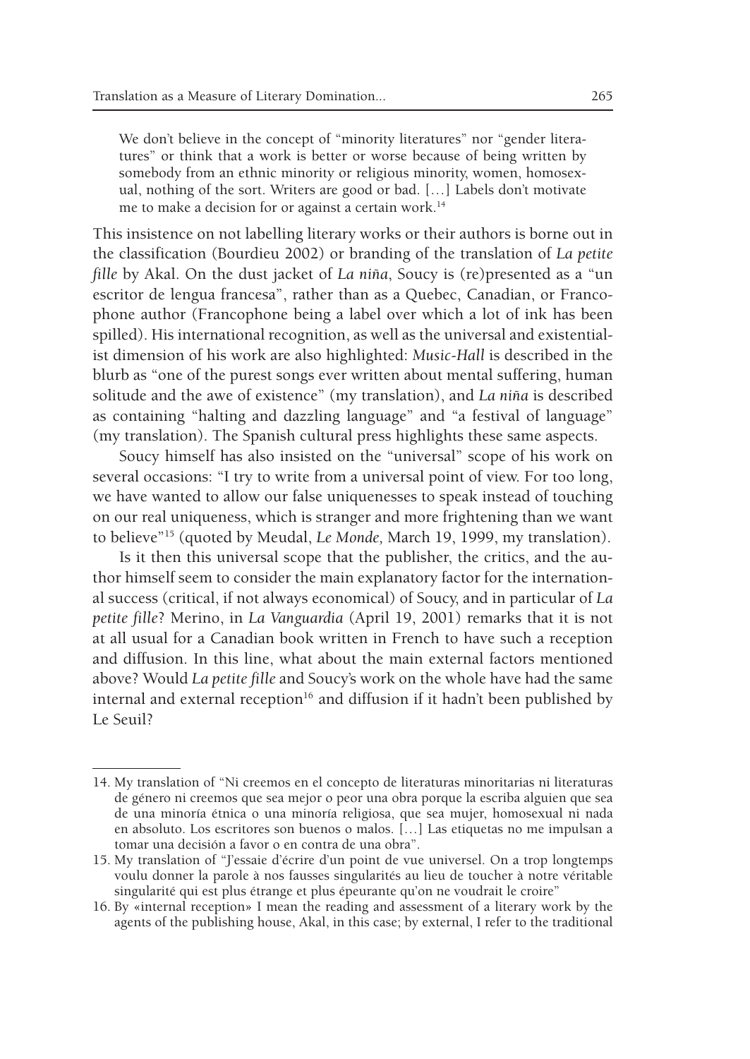> We don't believe in the concept of "minority literatures" nor "gender literatures" or think that a work is better or worse because of being written by somebody from an ethnic minority or religious minority, women, homosexual, nothing of the sort. Writers are good or bad. […] Labels don't motivate me to make a decision for or against a certain work.[14]

This insistence on not labelling literary works or their authors is borne out in the classification (Bourdieu 2002) or branding of the translation of *La petite fille* by Akal. On the dust jacket of *La niña*, Soucy is (re)presented as a "un escritor de lengua francesa", rather than as a Quebec, Canadian, or Francophone author (Francophone being a label over which a lot of ink has been spilled). His international recognition, as well as the universal and existentialist dimension of his work are also highlighted: *Music-Hall* is described in the blurb as "one of the purest songs ever written about mental suffering, human solitude and the awe of existence" (my translation), and *La niña* is described as containing "halting and dazzling language" and "a festival of language" (my translation). The Spanish cultural press highlights these same aspects.

Soucy himself has also insisted on the "universal" scope of his work on several occasions: "I try to write from a universal point of view. For too long, we have wanted to allow our false uniquenesses to speak instead of touching on our real uniqueness, which is stranger and more frightening than we want to believe"[15] (quoted by Meudal, *Le Monde,* March 19, 1999, my translation).

Is it then this universal scope that the publisher, the critics, and the author himself seem to consider the main explanatory factor for the international success (critical, if not always economical) of Soucy, and in particular of *La petite fille*? Merino, in *La Vanguardia* (April 19, 2001) remarks that it is not at all usual for a Canadian book written in French to have such a reception and diffusion. In this line, what about the main external factors mentioned above? Would *La petite fille* and Soucy's work on the whole have had the same internal and external reception[16] and diffusion if it hadn't been published by Le Seuil?

---

14. My translation of "Ni creemos en el concepto de literaturas minoritarias ni literaturas de género ni creemos que sea mejor o peor una obra porque la escriba alguien que sea de una minoría étnica o una minoría religiosa, que sea mujer, homosexual ni nada en absoluto. Los escritores son buenos o malos. […] Las etiquetas no me impulsan a tomar una decisión a favor o en contra de una obra".

15. My translation of "J'essaie d'écrire d'un point de vue universel. On a trop longtemps voulu donner la parole à nos fausses singularités au lieu de toucher à notre véritable singularité qui est plus étrange et plus épeurante qu'on ne voudrait le croire"

16. By «internal reception» I mean the reading and assessment of a literary work by the agents of the publishing house, Akal, in this case; by external, I refer to the traditional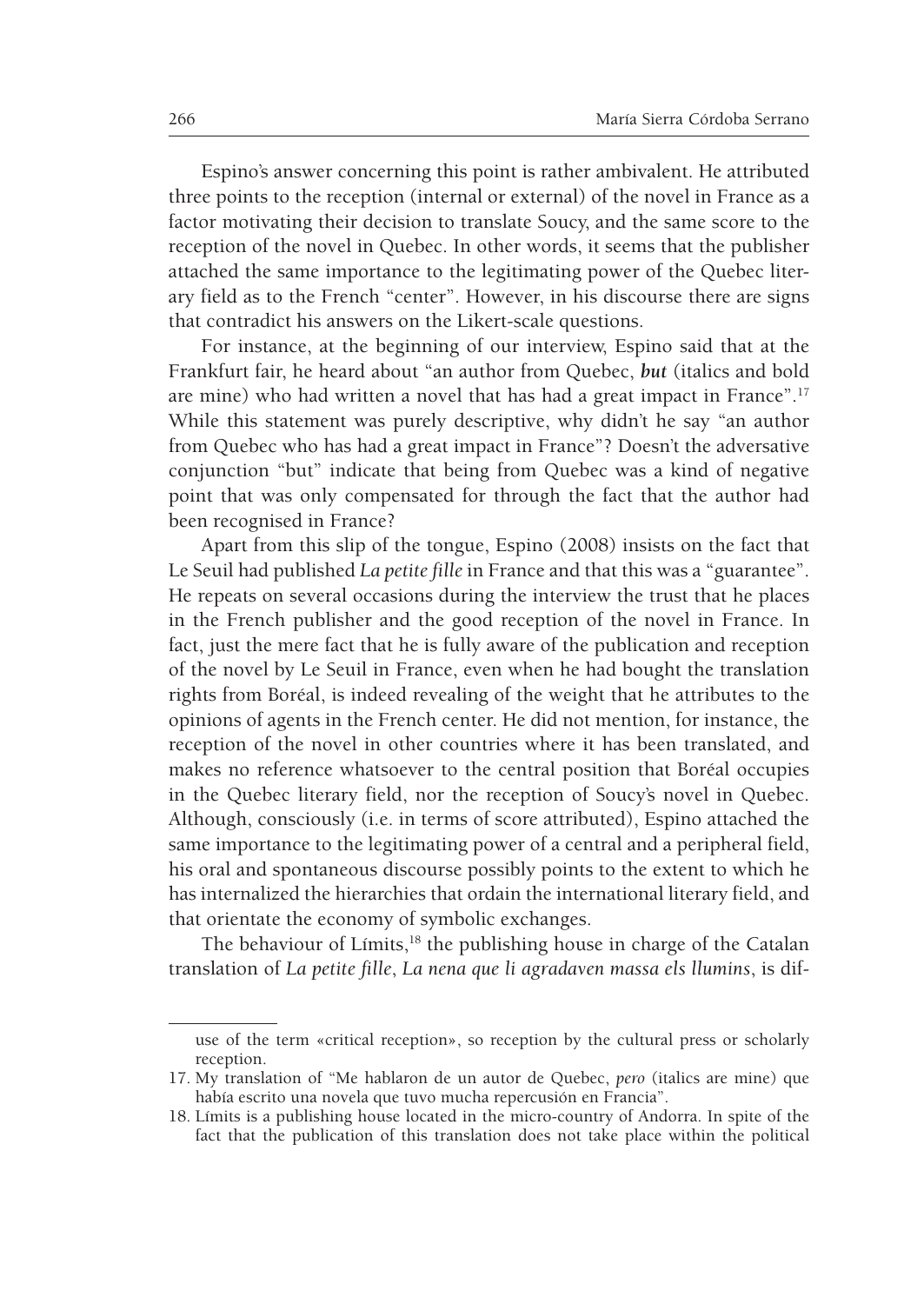Espino's answer concerning this point is rather ambivalent. He attributed three points to the reception (internal or external) of the novel in France as a factor motivating their decision to translate Soucy, and the same score to the reception of the novel in Quebec. In other words, it seems that the publisher attached the same importance to the legitimating power of the Quebec literary field as to the French "center". However, in his discourse there are signs that contradict his answers on the Likert-scale questions.

For instance, at the beginning of our interview, Espino said that at the Frankfurt fair, he heard about "an author from Quebec, ***but*** (italics and bold are mine) who had written a novel that has had a great impact in France".[17] While this statement was purely descriptive, why didn't he say "an author from Quebec who has had a great impact in France"? Doesn't the adversative conjunction "but" indicate that being from Quebec was a kind of negative point that was only compensated for through the fact that the author had been recognised in France?

Apart from this slip of the tongue, Espino (2008) insists on the fact that Le Seuil had published *La petite fille* in France and that this was a "guarantee". He repeats on several occasions during the interview the trust that he places in the French publisher and the good reception of the novel in France. In fact, just the mere fact that he is fully aware of the publication and reception of the novel by Le Seuil in France, even when he had bought the translation rights from Boréal, is indeed revealing of the weight that he attributes to the opinions of agents in the French center. He did not mention, for instance, the reception of the novel in other countries where it has been translated, and makes no reference whatsoever to the central position that Boréal occupies in the Quebec literary field, nor the reception of Soucy's novel in Quebec. Although, consciously (i.e. in terms of score attributed), Espino attached the same importance to the legitimating power of a central and a peripheral field, his oral and spontaneous discourse possibly points to the extent to which he has internalized the hierarchies that ordain the international literary field, and that orientate the economy of symbolic exchanges.

The behaviour of Límits,[18] the publishing house in charge of the Catalan translation of *La petite fille*, *La nena que li agradaven massa els llumins*, is dif-

use of the term «critical reception», so reception by the cultural press or scholarly reception.

17. My translation of "Me hablaron de un autor de Quebec, *pero* (italics are mine) que había escrito una novela que tuvo mucha repercusión en Francia".

18. Límits is a publishing house located in the micro-country of Andorra. In spite of the fact that the publication of this translation does not take place within the political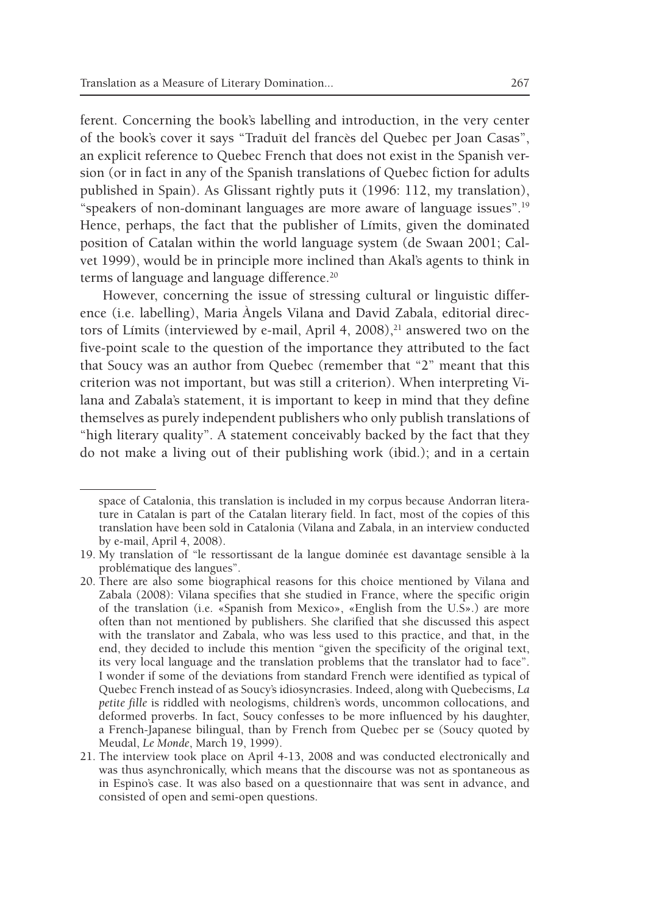ferent. Concerning the book's labelling and introduction, in the very center of the book's cover it says "Traduït del francès del Quebec per Joan Casas", an explicit reference to Quebec French that does not exist in the Spanish version (or in fact in any of the Spanish translations of Quebec fiction for adults published in Spain). As Glissant rightly puts it (1996: 112, my translation), "speakers of non-dominant languages are more aware of language issues".[19] Hence, perhaps, the fact that the publisher of Límits, given the dominated position of Catalan within the world language system (de Swaan 2001; Calvet 1999), would be in principle more inclined than Akal's agents to think in terms of language and language difference.[20]

However, concerning the issue of stressing cultural or linguistic difference (i.e. labelling), Maria Àngels Vilana and David Zabala, editorial directors of Límits (interviewed by e-mail, April 4, 2008),[21] answered two on the five-point scale to the question of the importance they attributed to the fact that Soucy was an author from Quebec (remember that "2" meant that this criterion was not important, but was still a criterion). When interpreting Vilana and Zabala's statement, it is important to keep in mind that they define themselves as purely independent publishers who only publish translations of "high literary quality". A statement conceivably backed by the fact that they do not make a living out of their publishing work (ibid.); and in a certain

---

space of Catalonia, this translation is included in my corpus because Andorran literature in Catalan is part of the Catalan literary field. In fact, most of the copies of this translation have been sold in Catalonia (Vilana and Zabala, in an interview conducted by e-mail, April 4, 2008).

19. My translation of "le ressortissant de la langue dominée est davantage sensible à la problématique des langues".

20. There are also some biographical reasons for this choice mentioned by Vilana and Zabala (2008): Vilana specifies that she studied in France, where the specific origin of the translation (i.e. «Spanish from Mexico», «English from the U.S».) are more often than not mentioned by publishers. She clarified that she discussed this aspect with the translator and Zabala, who was less used to this practice, and that, in the end, they decided to include this mention "given the specificity of the original text, its very local language and the translation problems that the translator had to face". I wonder if some of the deviations from standard French were identified as typical of Quebec French instead of as Soucy's idiosyncrasies. Indeed, along with Quebecisms, *La petite fille* is riddled with neologisms, children's words, uncommon collocations, and deformed proverbs. In fact, Soucy confesses to be more influenced by his daughter, a French-Japanese bilingual, than by French from Quebec per se (Soucy quoted by Meudal, *Le Monde*, March 19, 1999).

21. The interview took place on April 4-13, 2008 and was conducted electronically and was thus asynchronically, which means that the discourse was not as spontaneous as in Espino's case. It was also based on a questionnaire that was sent in advance, and consisted of open and semi-open questions.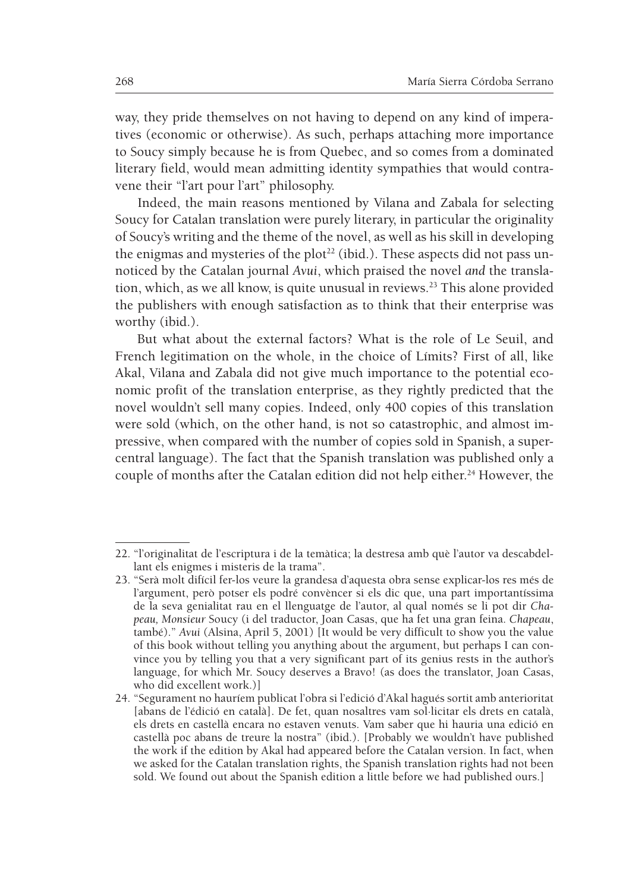way, they pride themselves on not having to depend on any kind of imperatives (economic or otherwise). As such, perhaps attaching more importance to Soucy simply because he is from Quebec, and so comes from a dominated literary field, would mean admitting identity sympathies that would contravene their "l'art pour l'art" philosophy.

Indeed, the main reasons mentioned by Vilana and Zabala for selecting Soucy for Catalan translation were purely literary, in particular the originality of Soucy's writing and the theme of the novel, as well as his skill in developing the enigmas and mysteries of the plot[22] (ibid.). These aspects did not pass unnoticed by the Catalan journal *Avui*, which praised the novel *and* the translation, which, as we all know, is quite unusual in reviews.[23] This alone provided the publishers with enough satisfaction as to think that their enterprise was worthy (ibid.).

But what about the external factors? What is the role of Le Seuil, and French legitimation on the whole, in the choice of Límits? First of all, like Akal, Vilana and Zabala did not give much importance to the potential economic profit of the translation enterprise, as they rightly predicted that the novel wouldn't sell many copies. Indeed, only 400 copies of this translation were sold (which, on the other hand, is not so catastrophic, and almost impressive, when compared with the number of copies sold in Spanish, a supercentral language). The fact that the Spanish translation was published only a couple of months after the Catalan edition did not help either.[24] However, the

---

22. "l'originalitat de l'escriptura i de la temàtica; la destresa amb què l'autor va descabdellant els enigmes i misteris de la trama".

23. "Serà molt difícil fer-los veure la grandesa d'aquesta obra sense explicar-los res més de l'argument, però potser els podré convèncer si els dic que, una part importantíssima de la seva genialitat rau en el llenguatge de l'autor, al qual només se li pot dir *Chapeau, Monsieur* Soucy (i del traductor, Joan Casas, que ha fet una gran feina. *Chapeau*, també)." *Avui* (Alsina, April 5, 2001) [It would be very difficult to show you the value of this book without telling you anything about the argument, but perhaps I can convince you by telling you that a very significant part of its genius rests in the author's language, for which Mr. Soucy deserves a Bravo! (as does the translator, Joan Casas, who did excellent work.)]

24. "Segurament no hauríem publicat l'obra si l'edició d'Akal hagués sortit amb anterioritat [abans de l'édició en català]. De fet, quan nosaltres vam sol·licitar els drets en català, els drets en castellà encara no estaven venuts. Vam saber que hi hauria una edició en castellà poc abans de treure la nostra" (ibid.). [Probably we wouldn't have published the work if the edition by Akal had appeared before the Catalan version. In fact, when we asked for the Catalan translation rights, the Spanish translation rights had not been sold. We found out about the Spanish edition a little before we had published ours.]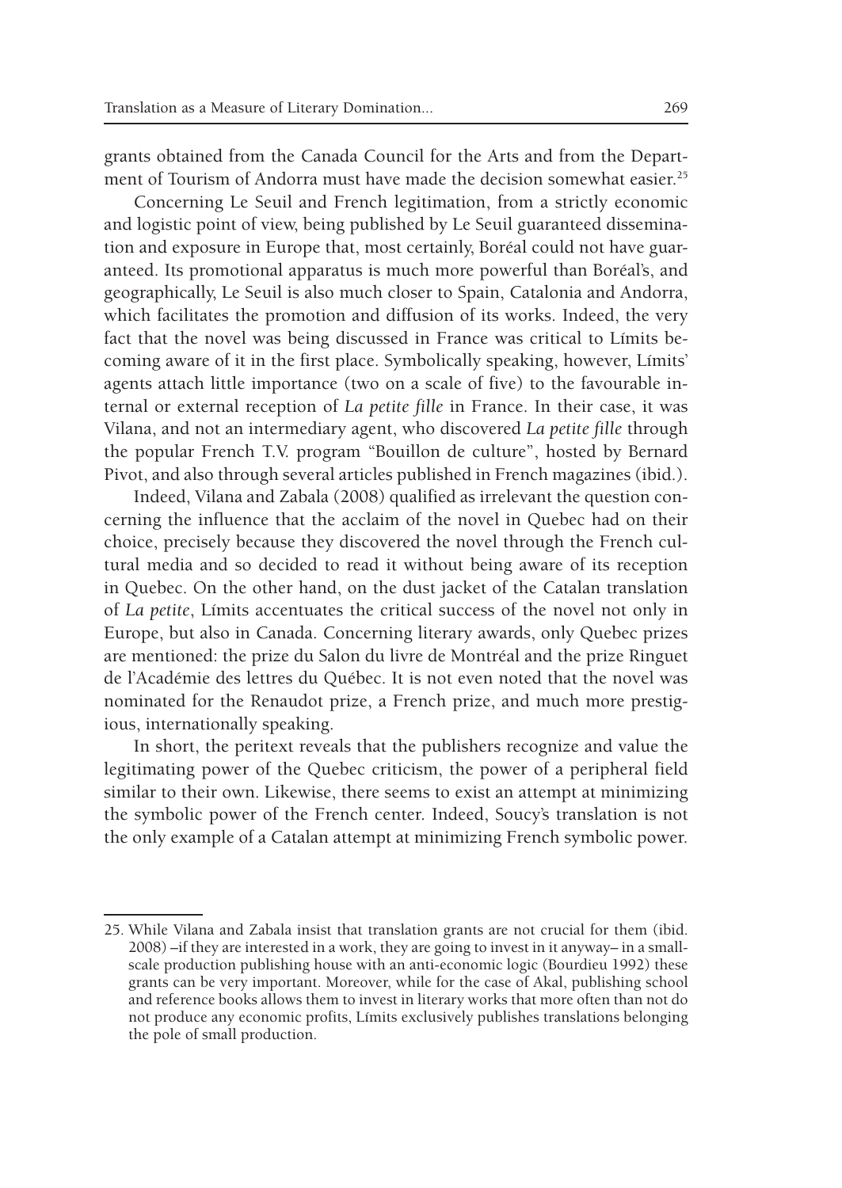grants obtained from the Canada Council for the Arts and from the Department of Tourism of Andorra must have made the decision somewhat easier.[25]

Concerning Le Seuil and French legitimation, from a strictly economic and logistic point of view, being published by Le Seuil guaranteed dissemination and exposure in Europe that, most certainly, Boréal could not have guaranteed. Its promotional apparatus is much more powerful than Boréal's, and geographically, Le Seuil is also much closer to Spain, Catalonia and Andorra, which facilitates the promotion and diffusion of its works. Indeed, the very fact that the novel was being discussed in France was critical to Límits becoming aware of it in the first place. Symbolically speaking, however, Límits' agents attach little importance (two on a scale of five) to the favourable internal or external reception of *La petite fille* in France. In their case, it was Vilana, and not an intermediary agent, who discovered *La petite fille* through the popular French T.V. program "Bouillon de culture", hosted by Bernard Pivot, and also through several articles published in French magazines (ibid.).

Indeed, Vilana and Zabala (2008) qualified as irrelevant the question concerning the influence that the acclaim of the novel in Quebec had on their choice, precisely because they discovered the novel through the French cultural media and so decided to read it without being aware of its reception in Quebec. On the other hand, on the dust jacket of the Catalan translation of *La petite*, Límits accentuates the critical success of the novel not only in Europe, but also in Canada. Concerning literary awards, only Quebec prizes are mentioned: the prize du Salon du livre de Montréal and the prize Ringuet de l'Académie des lettres du Québec. It is not even noted that the novel was nominated for the Renaudot prize, a French prize, and much more prestigious, internationally speaking.

In short, the peritext reveals that the publishers recognize and value the legitimating power of the Quebec criticism, the power of a peripheral field similar to their own. Likewise, there seems to exist an attempt at minimizing the symbolic power of the French center. Indeed, Soucy's translation is not the only example of a Catalan attempt at minimizing French symbolic power.

---

25. While Vilana and Zabala insist that translation grants are not crucial for them (ibid. 2008) –if they are interested in a work, they are going to invest in it anyway– in a small-scale production publishing house with an anti-economic logic (Bourdieu 1992) these grants can be very important. Moreover, while for the case of Akal, publishing school and reference books allows them to invest in literary works that more often than not do not produce any economic profits, Límits exclusively publishes translations belonging the pole of small production.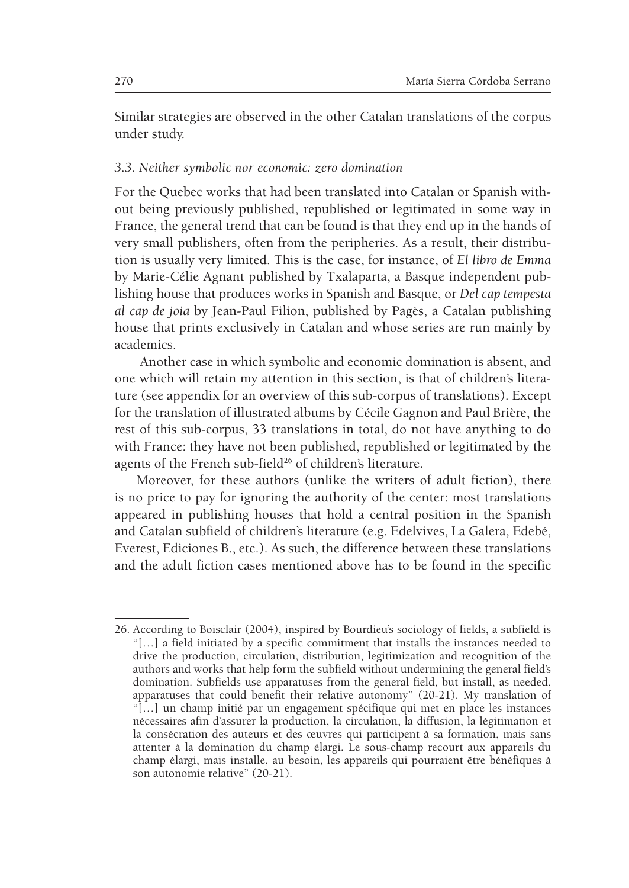Similar strategies are observed in the other Catalan translations of the corpus under study.

### *3.3. Neither symbolic nor economic: zero domination*

For the Quebec works that had been translated into Catalan or Spanish without being previously published, republished or legitimated in some way in France, the general trend that can be found is that they end up in the hands of very small publishers, often from the peripheries. As a result, their distribution is usually very limited. This is the case, for instance, of *El libro de Emma* by Marie-Célie Agnant published by Txalaparta, a Basque independent publishing house that produces works in Spanish and Basque, or *Del cap tempesta al cap de joia* by Jean-Paul Filion, published by Pagès, a Catalan publishing house that prints exclusively in Catalan and whose series are run mainly by academics.

Another case in which symbolic and economic domination is absent, and one which will retain my attention in this section, is that of children's literature (see appendix for an overview of this sub-corpus of translations). Except for the translation of illustrated albums by Cécile Gagnon and Paul Brière, the rest of this sub-corpus, 33 translations in total, do not have anything to do with France: they have not been published, republished or legitimated by the agents of the French sub-field[26] of children's literature.

Moreover, for these authors (unlike the writers of adult fiction), there is no price to pay for ignoring the authority of the center: most translations appeared in publishing houses that hold a central position in the Spanish and Catalan subfield of children's literature (e.g. Edelvives, La Galera, Edebé, Everest, Ediciones B., etc.). As such, the difference between these translations and the adult fiction cases mentioned above has to be found in the specific

---

26. According to Boisclair (2004), inspired by Bourdieu's sociology of fields, a subfield is "[…] a field initiated by a specific commitment that installs the instances needed to drive the production, circulation, distribution, legitimization and recognition of the authors and works that help form the subfield without undermining the general field's domination. Subfields use apparatuses from the general field, but install, as needed, apparatuses that could benefit their relative autonomy" (20-21). My translation of "[…] un champ initié par un engagement spécifique qui met en place les instances nécessaires afin d'assurer la production, la circulation, la diffusion, la légitimation et la consécration des auteurs et des œuvres qui participent à sa formation, mais sans attenter à la domination du champ élargi. Le sous-champ recourt aux appareils du champ élargi, mais installe, au besoin, les appareils qui pourraient être bénéfiques à son autonomie relative" (20-21).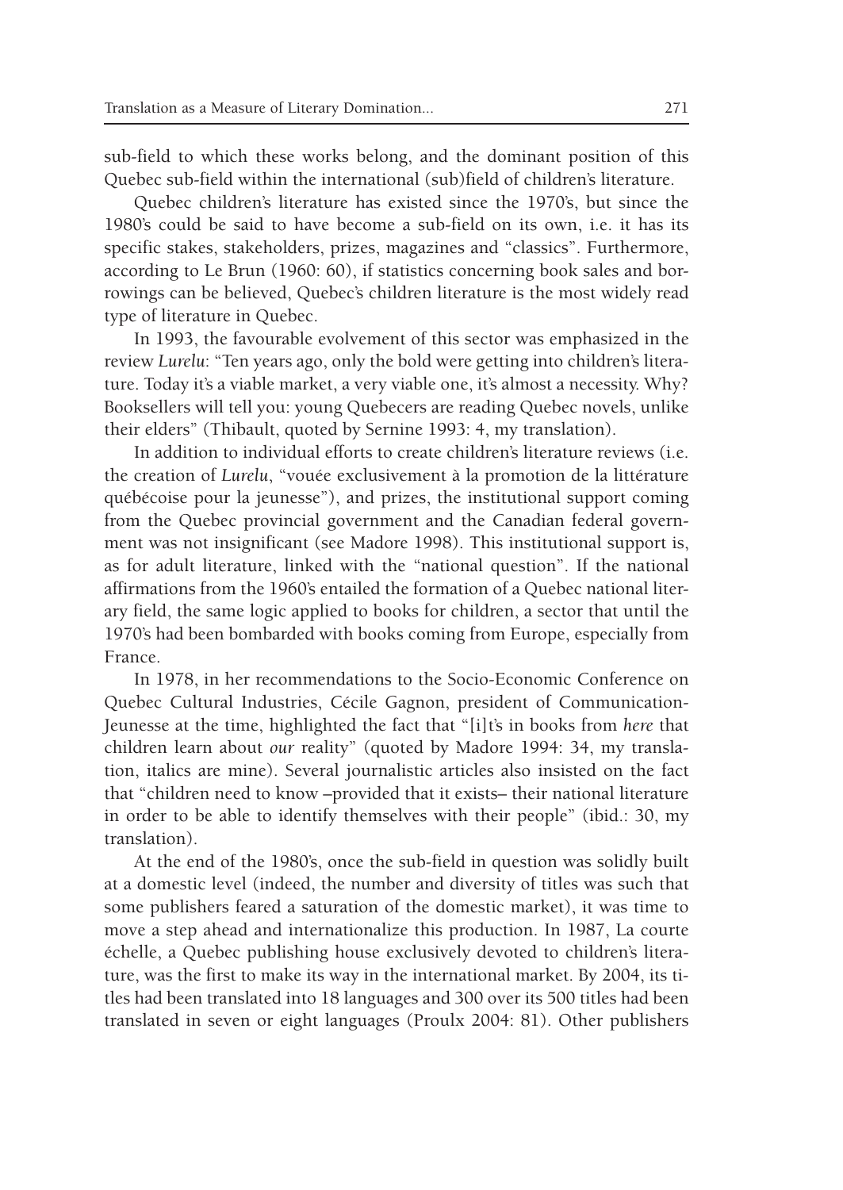sub-field to which these works belong, and the dominant position of this Quebec sub-field within the international (sub)field of children's literature.

Quebec children's literature has existed since the 1970's, but since the 1980's could be said to have become a sub-field on its own, i.e. it has its specific stakes, stakeholders, prizes, magazines and "classics". Furthermore, according to Le Brun (1960: 60), if statistics concerning book sales and borrowings can be believed, Quebec's children literature is the most widely read type of literature in Quebec.

In 1993, the favourable evolvement of this sector was emphasized in the review *Lurelu*: "Ten years ago, only the bold were getting into children's literature. Today it's a viable market, a very viable one, it's almost a necessity. Why? Booksellers will tell you: young Quebecers are reading Quebec novels, unlike their elders" (Thibault, quoted by Sernine 1993: 4, my translation).

In addition to individual efforts to create children's literature reviews (i.e. the creation of *Lurelu*, "vouée exclusivement à la promotion de la littérature québécoise pour la jeunesse"), and prizes, the institutional support coming from the Quebec provincial government and the Canadian federal government was not insignificant (see Madore 1998). This institutional support is, as for adult literature, linked with the "national question". If the national affirmations from the 1960's entailed the formation of a Quebec national literary field, the same logic applied to books for children, a sector that until the 1970's had been bombarded with books coming from Europe, especially from France.

In 1978, in her recommendations to the Socio-Economic Conference on Quebec Cultural Industries, Cécile Gagnon, president of Communication-Jeunesse at the time, highlighted the fact that "[i]t's in books from *here* that children learn about *our* reality" (quoted by Madore 1994: 34, my translation, italics are mine). Several journalistic articles also insisted on the fact that "children need to know –provided that it exists– their national literature in order to be able to identify themselves with their people" (ibid.: 30, my translation).

At the end of the 1980's, once the sub-field in question was solidly built at a domestic level (indeed, the number and diversity of titles was such that some publishers feared a saturation of the domestic market), it was time to move a step ahead and internationalize this production. In 1987, La courte échelle, a Quebec publishing house exclusively devoted to children's literature, was the first to make its way in the international market. By 2004, its titles had been translated into 18 languages and 300 over its 500 titles had been translated in seven or eight languages (Proulx 2004: 81). Other publishers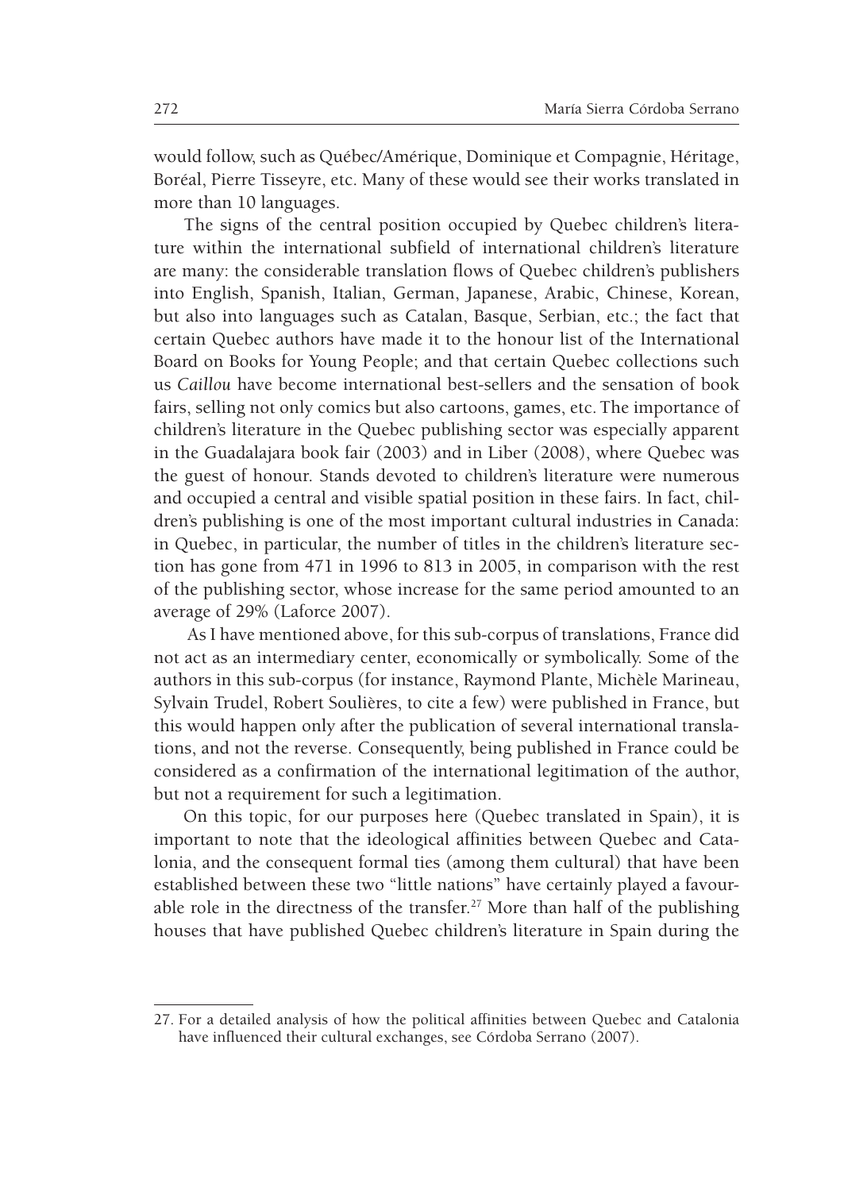would follow, such as Québec/Amérique, Dominique et Compagnie, Héritage, Boréal, Pierre Tisseyre, etc. Many of these would see their works translated in more than 10 languages.

The signs of the central position occupied by Quebec children's literature within the international subfield of international children's literature are many: the considerable translation flows of Quebec children's publishers into English, Spanish, Italian, German, Japanese, Arabic, Chinese, Korean, but also into languages such as Catalan, Basque, Serbian, etc.; the fact that certain Quebec authors have made it to the honour list of the International Board on Books for Young People; and that certain Quebec collections such us *Caillou* have become international best-sellers and the sensation of book fairs, selling not only comics but also cartoons, games, etc. The importance of children's literature in the Quebec publishing sector was especially apparent in the Guadalajara book fair (2003) and in Liber (2008), where Quebec was the guest of honour. Stands devoted to children's literature were numerous and occupied a central and visible spatial position in these fairs. In fact, children's publishing is one of the most important cultural industries in Canada: in Quebec, in particular, the number of titles in the children's literature section has gone from 471 in 1996 to 813 in 2005, in comparison with the rest of the publishing sector, whose increase for the same period amounted to an average of 29% (Laforce 2007).

As I have mentioned above, for this sub-corpus of translations, France did not act as an intermediary center, economically or symbolically. Some of the authors in this sub-corpus (for instance, Raymond Plante, Michèle Marineau, Sylvain Trudel, Robert Soulières, to cite a few) were published in France, but this would happen only after the publication of several international translations, and not the reverse. Consequently, being published in France could be considered as a confirmation of the international legitimation of the author, but not a requirement for such a legitimation.

On this topic, for our purposes here (Quebec translated in Spain), it is important to note that the ideological affinities between Quebec and Catalonia, and the consequent formal ties (among them cultural) that have been established between these two "little nations" have certainly played a favourable role in the directness of the transfer.[27] More than half of the publishing houses that have published Quebec children's literature in Spain during the

---

27. For a detailed analysis of how the political affinities between Quebec and Catalonia have influenced their cultural exchanges, see Córdoba Serrano (2007).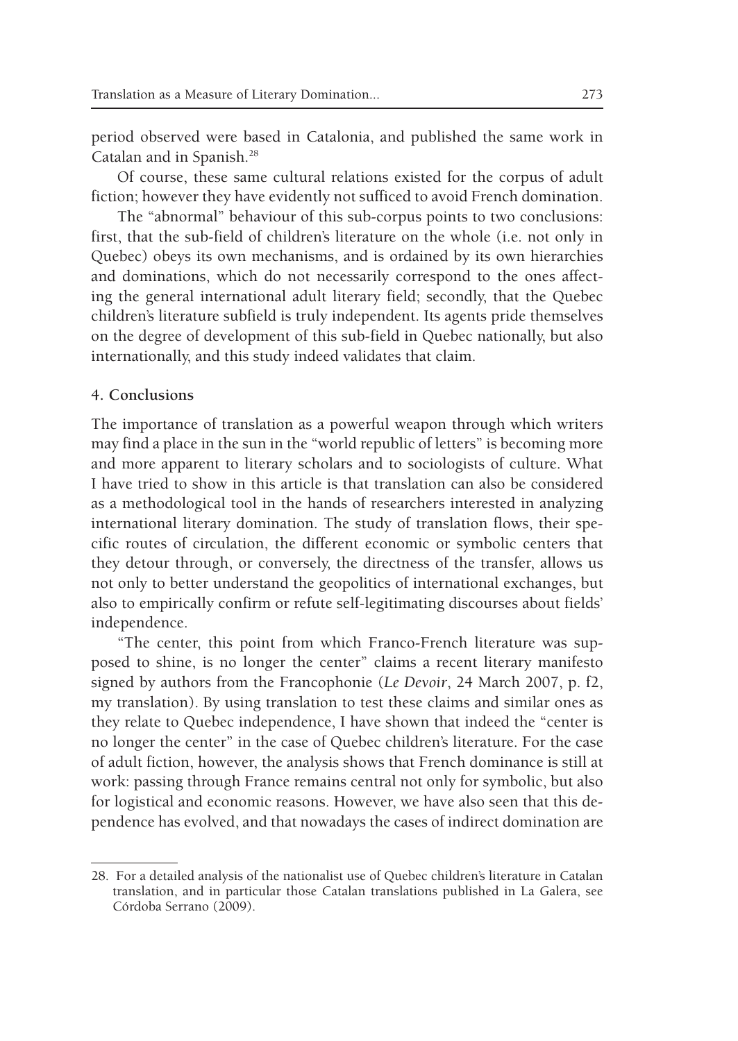period observed were based in Catalonia, and published the same work in Catalan and in Spanish.[28]

Of course, these same cultural relations existed for the corpus of adult fiction; however they have evidently not sufficed to avoid French domination.

The "abnormal" behaviour of this sub-corpus points to two conclusions: first, that the sub-field of children's literature on the whole (i.e. not only in Quebec) obeys its own mechanisms, and is ordained by its own hierarchies and dominations, which do not necessarily correspond to the ones affecting the general international adult literary field; secondly, that the Quebec children's literature subfield is truly independent. Its agents pride themselves on the degree of development of this sub-field in Quebec nationally, but also internationally, and this study indeed validates that claim.

## 4. Conclusions

The importance of translation as a powerful weapon through which writers may find a place in the sun in the "world republic of letters" is becoming more and more apparent to literary scholars and to sociologists of culture. What I have tried to show in this article is that translation can also be considered as a methodological tool in the hands of researchers interested in analyzing international literary domination. The study of translation flows, their specific routes of circulation, the different economic or symbolic centers that they detour through, or conversely, the directness of the transfer, allows us not only to better understand the geopolitics of international exchanges, but also to empirically confirm or refute self-legitimating discourses about fields' independence.

"The center, this point from which Franco-French literature was supposed to shine, is no longer the center" claims a recent literary manifesto signed by authors from the Francophonie (*Le Devoir*, 24 March 2007, p. f2, my translation). By using translation to test these claims and similar ones as they relate to Quebec independence, I have shown that indeed the "center is no longer the center" in the case of Quebec children's literature. For the case of adult fiction, however, the analysis shows that French dominance is still at work: passing through France remains central not only for symbolic, but also for logistical and economic reasons. However, we have also seen that this dependence has evolved, and that nowadays the cases of indirect domination are

---

28. For a detailed analysis of the nationalist use of Quebec children's literature in Catalan translation, and in particular those Catalan translations published in La Galera, see Córdoba Serrano (2009).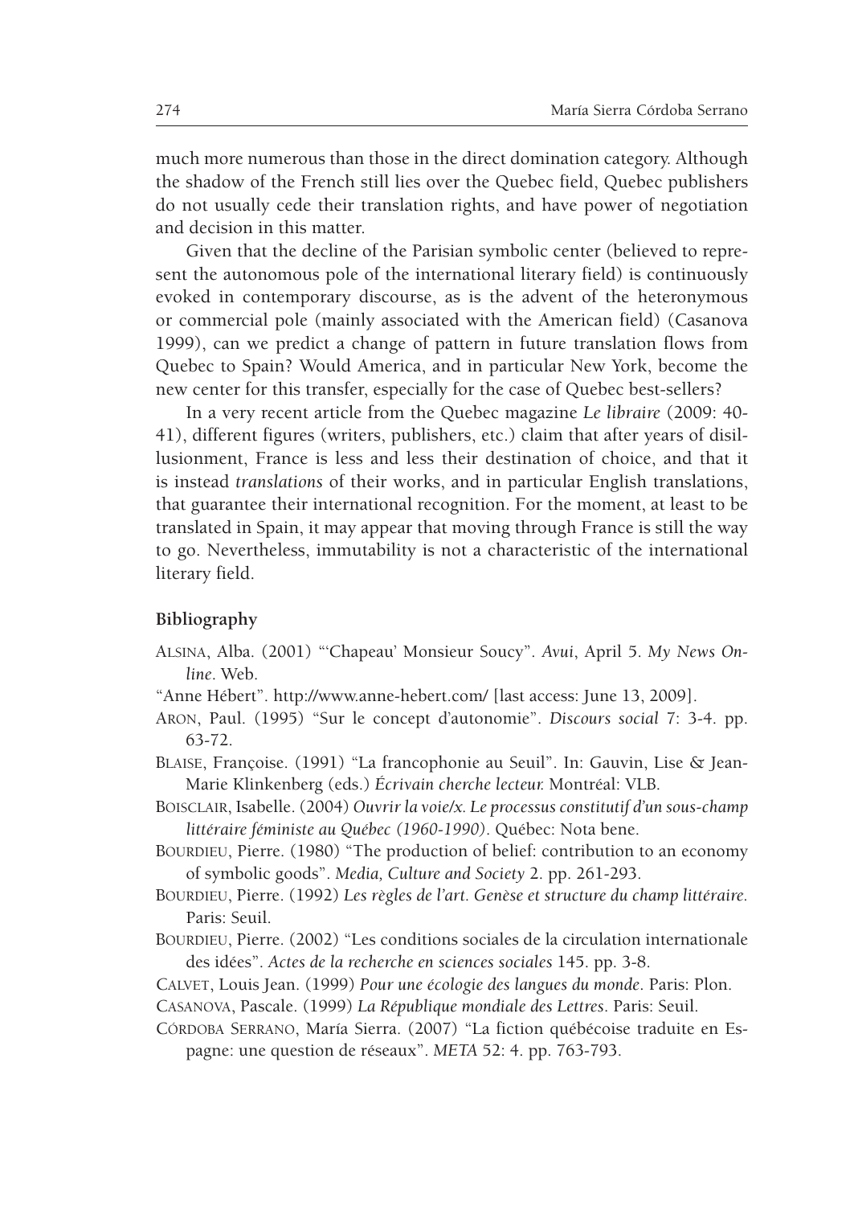much more numerous than those in the direct domination category. Although the shadow of the French still lies over the Quebec field, Quebec publishers do not usually cede their translation rights, and have power of negotiation and decision in this matter.

Given that the decline of the Parisian symbolic center (believed to represent the autonomous pole of the international literary field) is continuously evoked in contemporary discourse, as is the advent of the heteronymous or commercial pole (mainly associated with the American field) (Casanova 1999), can we predict a change of pattern in future translation flows from Quebec to Spain? Would America, and in particular New York, become the new center for this transfer, especially for the case of Quebec best-sellers?

In a very recent article from the Quebec magazine *Le libraire* (2009: 40-41), different figures (writers, publishers, etc.) claim that after years of disillusionment, France is less and less their destination of choice, and that it is instead *translations* of their works, and in particular English translations, that guarantee their international recognition. For the moment, at least to be translated in Spain, it may appear that moving through France is still the way to go. Nevertheless, immutability is not a characteristic of the international literary field.

**Bibliography**

Alsina, Alba. (2001) "'Chapeau' Monsieur Soucy". *Avui*, April 5. *My News Online*. Web.

"Anne Hébert". http://www.anne-hebert.com/ [last access: June 13, 2009].

Aron, Paul. (1995) "Sur le concept d'autonomie". *Discours social* 7: 3-4. pp. 63-72.

Blaise, Françoise. (1991) "La francophonie au Seuil". In: Gauvin, Lise & Jean-Marie Klinkenberg (eds.) *Écrivain cherche lecteur.* Montréal: VLB.

Boisclair, Isabelle. (2004) *Ouvrir la voie/x. Le processus constitutif d'un sous-champ littéraire féministe au Québec (1960-1990)*. Québec: Nota bene.

Bourdieu, Pierre. (1980) "The production of belief: contribution to an economy of symbolic goods". *Media, Culture and Society* 2. pp. 261-293.

Bourdieu, Pierre. (1992) *Les règles de l'art. Genèse et structure du champ littéraire.* Paris: Seuil.

Bourdieu, Pierre. (2002) "Les conditions sociales de la circulation internationale des idées". *Actes de la recherche en sciences sociales* 145. pp. 3-8.

Calvet, Louis Jean. (1999) *Pour une écologie des langues du monde*. Paris: Plon.

Casanova, Pascale. (1999) *La République mondiale des Lettres*. Paris: Seuil.

Córdoba Serrano, María Sierra. (2007) "La fiction québécoise traduite en Espagne: une question de réseaux". *META* 52: 4. pp. 763-793.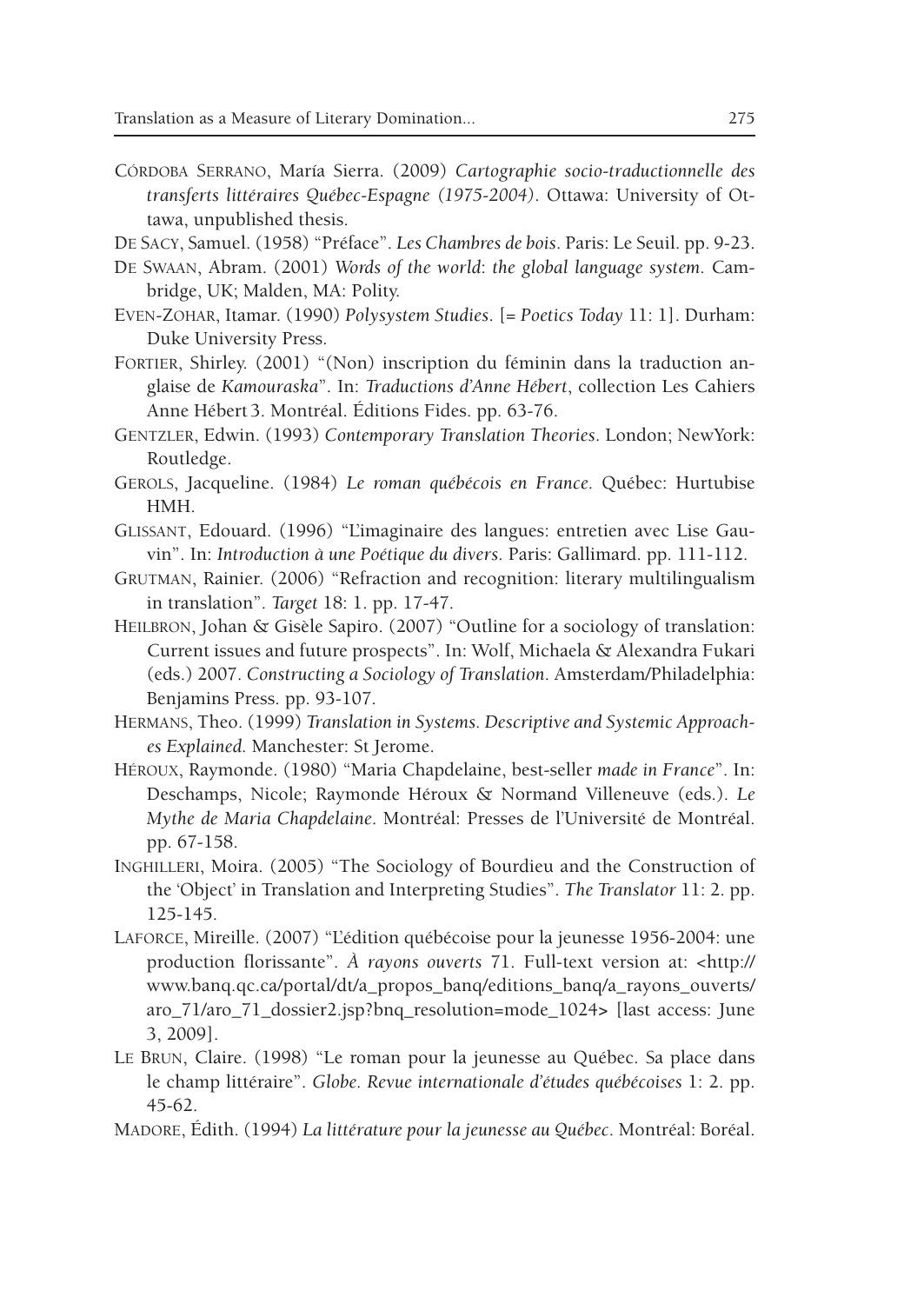CÓRDOBA SERRANO, María Sierra. (2009) *Cartographie socio-traductionnelle des transferts littéraires Québec-Espagne (1975-2004)*. Ottawa: University of Ottawa, unpublished thesis.

DE SACY, Samuel. (1958) "Préface". *Les Chambres de bois*. Paris: Le Seuil. pp. 9-23.

DE SWAAN, Abram. (2001) *Words of the world: the global language system*. Cambridge, UK; Malden, MA: Polity.

EVEN-ZOHAR, Itamar. (1990) *Polysystem Studies*. [= *Poetics Today* 11: 1]. Durham: Duke University Press.

FORTIER, Shirley. (2001) "(Non) inscription du féminin dans la traduction anglaise de *Kamouraska*". In: *Traductions d'Anne Hébert*, collection Les Cahiers Anne Hébert 3. Montréal. Éditions Fides. pp. 63-76.

GENTZLER, Edwin. (1993) *Contemporary Translation Theories*. London; NewYork: Routledge.

GEROLS, Jacqueline. (1984) *Le roman québécois en France*. Québec: Hurtubise HMH.

GLISSANT, Edouard. (1996) "L'imaginaire des langues: entretien avec Lise Gauvin". In: *Introduction à une Poétique du divers*. Paris: Gallimard. pp. 111-112.

GRUTMAN, Rainier. (2006) "Refraction and recognition: literary multilingualism in translation". *Target* 18: 1. pp. 17-47.

HEILBRON, Johan & Gisèle Sapiro. (2007) "Outline for a sociology of translation: Current issues and future prospects". In: Wolf, Michaela & Alexandra Fukari (eds.) 2007. *Constructing a Sociology of Translation*. Amsterdam/Philadelphia: Benjamins Press. pp. 93-107.

HERMANS, Theo. (1999) *Translation in Systems. Descriptive and Systemic Approaches Explained.* Manchester: St Jerome.

HÉROUX, Raymonde. (1980) "Maria Chapdelaine, best-seller *made in France*". In: Deschamps, Nicole; Raymonde Héroux & Normand Villeneuve (eds.). *Le Mythe de Maria Chapdelaine*. Montréal: Presses de l'Université de Montréal. pp. 67-158.

INGHILLERI, Moira. (2005) "The Sociology of Bourdieu and the Construction of the 'Object' in Translation and Interpreting Studies". *The Translator* 11: 2. pp. 125-145.

LAFORCE, Mireille. (2007) "L'édition québécoise pour la jeunesse 1956-2004: une production florissante". *À rayons ouverts* 71. Full-text version at: <http://www.banq.qc.ca/portal/dt/a_propos_banq/editions_banq/a_rayons_ouverts/aro_71/aro_71_dossier2.jsp?bnq_resolution=mode_1024> [last access: June 3, 2009].

LE BRUN, Claire. (1998) "Le roman pour la jeunesse au Québec. Sa place dans le champ littéraire". *Globe. Revue internationale d'études québécoises* 1: 2. pp. 45-62.

MADORE, Édith. (1994) *La littérature pour la jeunesse au Québec*. Montréal: Boréal.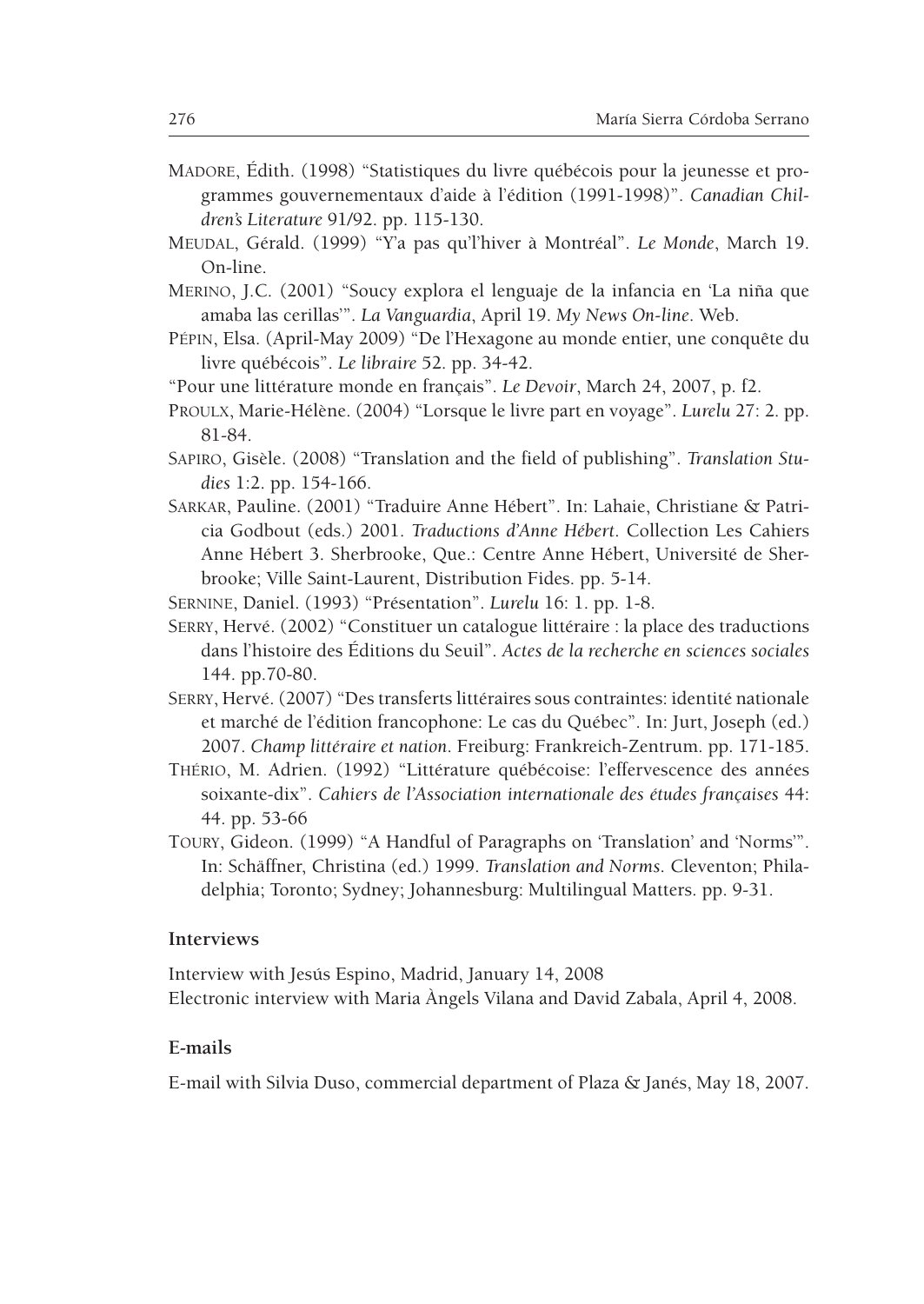Madore, Édith. (1998) "Statistiques du livre québécois pour la jeunesse et programmes gouvernementaux d'aide à l'édition (1991-1998)". *Canadian Children's Literature* 91/92. pp. 115-130.

Meudal, Gérald. (1999) "Y'a pas qu'l'hiver à Montréal". *Le Monde*, March 19. On-line.

Merino, J.C. (2001) "Soucy explora el lenguaje de la infancia en 'La niña que amaba las cerillas'". *La Vanguardia*, April 19. *My News On-line*. Web.

Pépin, Elsa. (April-May 2009) "De l'Hexagone au monde entier, une conquête du livre québécois". *Le libraire* 52. pp. 34-42.

"Pour une littérature monde en français". *Le Devoir*, March 24, 2007, p. f2.

Proulx, Marie-Hélène. (2004) "Lorsque le livre part en voyage". *Lurelu* 27: 2. pp. 81-84.

Sapiro, Gisèle. (2008) "Translation and the field of publishing". *Translation Studies* 1:2. pp. 154-166.

Sarkar, Pauline. (2001) "Traduire Anne Hébert". In: Lahaie, Christiane & Patricia Godbout (eds.) 2001. *Traductions d'Anne Hébert*. Collection Les Cahiers Anne Hébert 3. Sherbrooke, Que.: Centre Anne Hébert, Université de Sherbrooke; Ville Saint-Laurent, Distribution Fides. pp. 5-14.

Sernine, Daniel. (1993) "Présentation". *Lurelu* 16: 1. pp. 1-8.

Serry, Hervé. (2002) "Constituer un catalogue littéraire : la place des traductions dans l'histoire des Éditions du Seuil". *Actes de la recherche en sciences sociales* 144. pp.70-80.

Serry, Hervé. (2007) "Des transferts littéraires sous contraintes: identité nationale et marché de l'édition francophone: Le cas du Québec". In: Jurt, Joseph (ed.) 2007. *Champ littéraire et nation*. Freiburg: Frankreich-Zentrum. pp. 171-185.

Thério, M. Adrien. (1992) "Littérature québécoise: l'effervescence des années soixante-dix". *Cahiers de l'Association internationale des études françaises* 44: 44. pp. 53-66

Toury, Gideon. (1999) "A Handful of Paragraphs on 'Translation' and 'Norms'". In: Schäffner, Christina (ed.) 1999. *Translation and Norms*. Cleventon; Philadelphia; Toronto; Sydney; Johannesburg: Multilingual Matters. pp. 9-31.

### Interviews

Interview with Jesús Espino, Madrid, January 14, 2008

Electronic interview with Maria Àngels Vilana and David Zabala, April 4, 2008.

### E-mails

E-mail with Silvia Duso, commercial department of Plaza & Janés, May 18, 2007.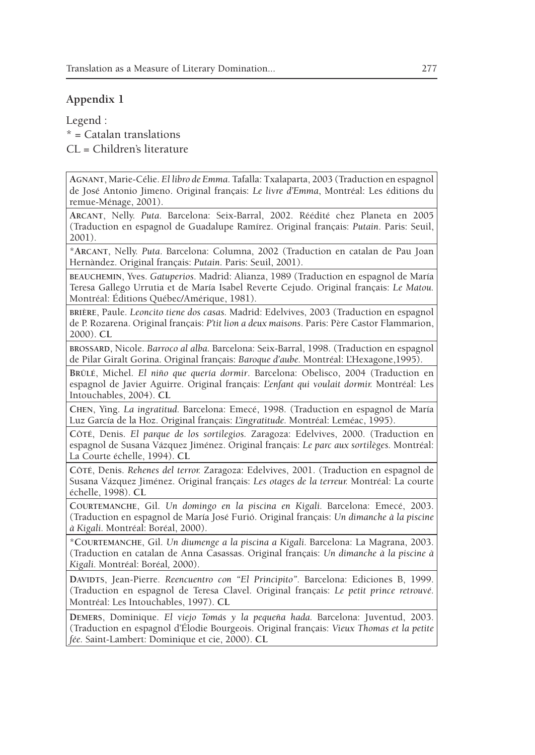## Appendix 1

Legend :  
* = Catalan translations  
CL = Children's literature

**Agnant**, Marie-Célie. *El libro de Emma*. Tafalla: Txalaparta, 2003 (Traduction en espagnol de José Antonio Jimeno. Original français: *Le livre d'Emma*, Montréal: Les éditions du remue-Ménage, 2001).

**Arcant**, Nelly. *Puta*. Barcelona: Seix-Barral, 2002. Réédité chez Planeta en 2005 (Traduction en espagnol de Guadalupe Ramírez. Original français: *Putain*. Paris: Seuil, 2001).

*\*Arcant*, Nelly. *Puta*. Barcelona: Columna, 2002 (Traduction en catalan de Pau Joan Hernàndez. Original français: *Putain*. Paris: Seuil, 2001).

**beauchemin**, Yves. *Gatuperios*. Madrid: Alianza, 1989 (Traduction en espagnol de María Teresa Gallego Urrutia et de María Isabel Reverte Cejudo. Original français: *Le Matou*. Montréal: Éditions Québec/Amérique, 1981).

**brière**, Paule. *Leoncito tiene dos casas*. Madrid: Edelvives, 2003 (Traduction en espagnol de P. Rozarena. Original français: *P'tit lion a deux maisons*. Paris: Père Castor Flammarion, 2000). **CL**

**brossard**, Nicole. *Barroco al alba*. Barcelona: Seix-Barral, 1998. (Traduction en espagnol de Pilar Giralt Gorina. Original français: *Baroque d'aube*. Montréal: L'Hexagone,1995).

**Brûlé**, Michel. *El niño que quería dormir*. Barcelona: Obelisco, 2004 (Traduction en espagnol de Javier Aguirre. Original français: *L'enfant qui voulait dormir*. Montréal: Les Intouchables, 2004). **CL**

**Chen**, Ying. *La ingratitud*. Barcelona: Emecé, 1998. (Traduction en espagnol de María Luz García de la Hoz. Original français: *L'ingratitude*. Montréal: Leméac, 1995).

**Côté**, Denis. *El parque de los sortilegios*. Zaragoza: Edelvives, 2000. (Traduction en espagnol de Susana Vázquez Jiménez. Original français: *Le parc aux sortilèges*. Montréal: La Courte échelle, 1994). **CL**

**Côté**, Denis. *Rehenes del terror*. Zaragoza: Edelvives, 2001. (Traduction en espagnol de Susana Vázquez Jiménez. Original français: *Les otages de la terreur*. Montréal: La courte échelle, 1998). **CL**

**Courtemanche**, Gil. *Un domingo en la piscina en Kigali*. Barcelona: Emecé, 2003. (Traduction en espagnol de María José Furió. Original français: *Un dimanche à la piscine à Kigali*. Montréal: Boréal, 2000).

*\*Courtemanche*, Gil. *Un diumenge a la piscina a Kigali*. Barcelona: La Magrana, 2003. (Traduction en catalan de Anna Casassas. Original français: *Un dimanche à la piscine à Kigali*. Montréal: Boréal, 2000).

**Davidts**, Jean-Pierre. *Reencuentro con "El Principito"*. Barcelona: Ediciones B, 1999. (Traduction en espagnol de Teresa Clavel. Original français: *Le petit prince retrouvé*. Montréal: Les Intouchables, 1997). **CL**

**Demers**, Dominique. *El viejo Tomás y la pequeña hada*. Barcelona: Juventud, 2003. (Traduction en espagnol d'Élodie Bourgeois. Original français: *Vieux Thomas et la petite fée*. Saint-Lambert: Dominique et cie, 2000). **CL**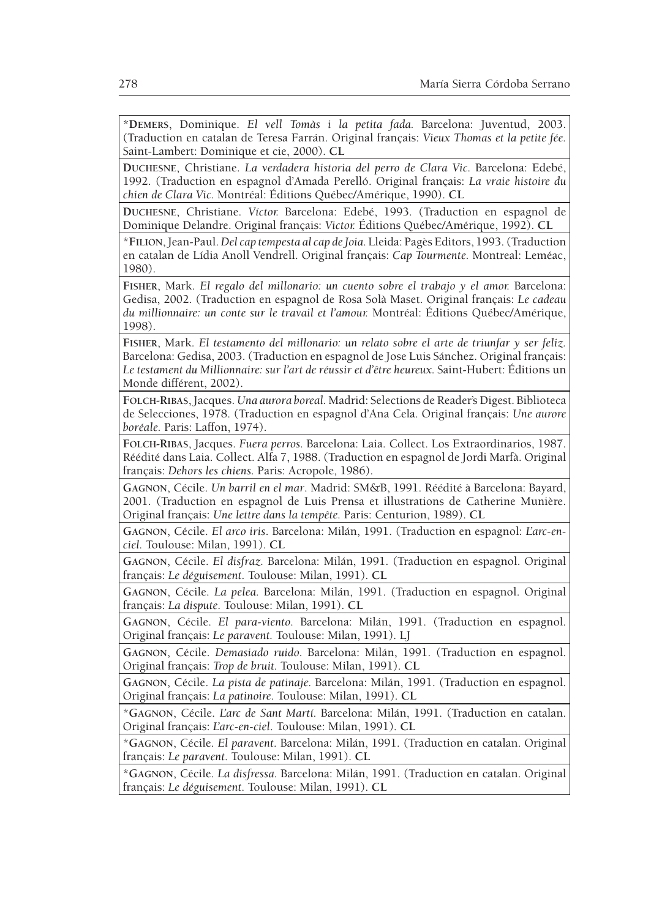*Demers, Dominique. *El vell Tomàs i la petita fada.* Barcelona: Juventud, 2003. (Traduction en catalan de Teresa Farrán. Original français: *Vieux Thomas et la petite fée.* Saint-Lambert: Dominique et cie, 2000). **CL**

Duchesne, Christiane. *La verdadera historia del perro de Clara Vic.* Barcelona: Edebé, 1992. (Traduction en espagnol d'Amada Perelló. Original français: *La vraie histoire du chien de Clara Vic.* Montréal: Éditions Québec/Amérique, 1990). **CL**

Duchesne, Christiane. *Víctor.* Barcelona: Edebé, 1993. (Traduction en espagnol de Dominique Delandre. Original français: *Victor.* Éditions Québec/Amérique, 1992). **CL**

*Filion, Jean-Paul. *Del cap tempesta al cap de Joia.* Lleida: Pagès Editors, 1993. (Traduction en catalan de Lídia Anoll Vendrell. Original français: *Cap Tourmente.* Montreal: Leméac, 1980).

Fisher, Mark. *El regalo del millonario: un cuento sobre el trabajo y el amor.* Barcelona: Gedisa, 2002. (Traduction en espagnol de Rosa Solà Maset. Original français: *Le cadeau du millionnaire: un conte sur le travail et l'amour.* Montréal: Éditions Québec/Amérique, 1998).

Fisher, Mark. *El testamento del millonario: un relato sobre el arte de triunfar y ser feliz.* Barcelona: Gedisa, 2003. (Traduction en espagnol de Jose Luis Sánchez. Original français: *Le testament du Millionnaire: sur l'art de réussir et d'être heureux.* Saint-Hubert: Éditions un Monde différent, 2002).

Folch-Ribas, Jacques. *Una aurora boreal.* Madrid: Selections de Reader's Digest. Biblioteca de Selecciones, 1978. (Traduction en espagnol d'Ana Cela. Original français: *Une aurore boréale.* Paris: Laffon, 1974).

Folch-Ribas, Jacques. *Fuera perros.* Barcelona: Laia. Collect. Los Extraordinarios, 1987. Réédité dans Laia. Collect. Alfa 7, 1988. (Traduction en espagnol de Jordi Marfà. Original français: *Dehors les chiens.* Paris: Acropole, 1986).

Gagnon, Cécile. *Un barril en el mar.* Madrid: SM&B, 1991. Réédité à Barcelona: Bayard, 2001. (Traduction en espagnol de Luis Prensa et illustrations de Catherine Munière. Original français: *Une lettre dans la tempête.* Paris: Centurion, 1989). **CL**

Gagnon, Cécile. *El arco iris.* Barcelona: Milán, 1991. (Traduction en espagnol: *L'arc-en-ciel.* Toulouse: Milan, 1991). **CL**

Gagnon, Cécile. *El disfraz.* Barcelona: Milán, 1991. (Traduction en espagnol. Original français: *Le déguisement.* Toulouse: Milan, 1991). **CL**

Gagnon, Cécile. *La pelea.* Barcelona: Milán, 1991. (Traduction en espagnol. Original français: *La dispute.* Toulouse: Milan, 1991). **CL**

Gagnon, Cécile. *El para-viento.* Barcelona: Milán, 1991. (Traduction en espagnol. Original français: *Le paravent.* Toulouse: Milan, 1991). LJ

Gagnon, Cécile. *Demasiado ruido.* Barcelona: Milán, 1991. (Traduction en espagnol. Original français: *Trop de bruit.* Toulouse: Milan, 1991). **CL**

Gagnon, Cécile. *La pista de patinaje.* Barcelona: Milán, 1991. (Traduction en espagnol. Original français: *La patinoire.* Toulouse: Milan, 1991). **CL**

*Gagnon, Cécile. *L'arc de Sant Martí.* Barcelona: Milán, 1991. (Traduction en catalan. Original français: *L'arc-en-ciel.* Toulouse: Milan, 1991). **CL**

*Gagnon, Cécile. *El paravent.* Barcelona: Milán, 1991. (Traduction en catalan. Original français: *Le paravent.* Toulouse: Milan, 1991). **CL**

*Gagnon, Cécile. *La disfressa.* Barcelona: Milán, 1991. (Traduction en catalan. Original français: *Le déguisement.* Toulouse: Milan, 1991). **CL**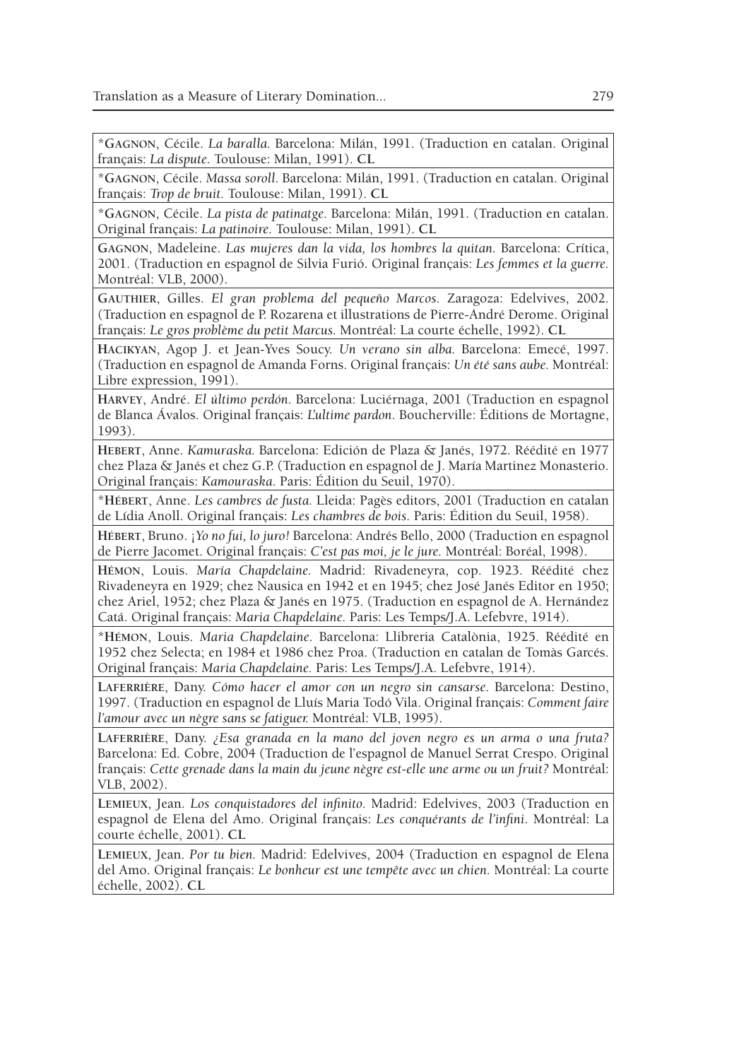*GAGNON, Cécile. *La baralla*. Barcelona: Milán, 1991. (Traduction en catalan. Original français: *La dispute*. Toulouse: Milan, 1991). **CL**

*GAGNON, Cécile. *Massa soroll*. Barcelona: Milán, 1991. (Traduction en catalan. Original français: *Trop de bruit*. Toulouse: Milan, 1991). **CL**

*GAGNON, Cécile. *La pista de patinatge*. Barcelona: Milán, 1991. (Traduction en catalan. Original français: *La patinoire*. Toulouse: Milan, 1991). **CL**

GAGNON, Madeleine. *Las mujeres dan la vida, los hombres la quitan*. Barcelona: Crítica, 2001. (Traduction en espagnol de Silvia Furió. Original français: *Les femmes et la guerre*. Montréal: VLB, 2000).

GAUTHIER, Gilles. *El gran problema del pequeño Marcos*. Zaragoza: Edelvives, 2002. (Traduction en espagnol de P. Rozarena et illustrations de Pierre-André Derome. Original français: *Le gros problème du petit Marcus*. Montréal: La courte échelle, 1992). **CL**

HACIKYAN, Agop J. et Jean-Yves Soucy. *Un verano sin alba*. Barcelona: Emecé, 1997. (Traduction en espagnol de Amanda Forns. Original français: *Un été sans aube*. Montréal: Libre expression, 1991).

HARVEY, André. *El último perdón*. Barcelona: Luciérnaga, 2001 (Traduction en espagnol de Blanca Ávalos. Original français: *L'ultime pardon*. Boucherville: Éditions de Mortagne, 1993).

HEBERT, Anne. *Kamuraska*. Barcelona: Edición de Plaza & Janés, 1972. Réédité en 1977 chez Plaza & Janés et chez G.P. (Traduction en espagnol de J. María Martinez Monasterio. Original français: *Kamouraska*. Paris: Édition du Seuil, 1970).

*HÉBERT, Anne. *Les cambres de fusta*. Lleida: Pagès editors, 2001 (Traduction en catalan de Lídia Anoll. Original français: *Les chambres de bois*. Paris: Édition du Seuil, 1958).

HÉBERT, Bruno. *¡Yo no fui, lo juro!* Barcelona: Andrés Bello, 2000 (Traduction en espagnol de Pierre Jacomet. Original français: *C'est pas moi, je le jure*. Montréal: Boréal, 1998).

HÉMON, Louis. *María Chapdelaine*. Madrid: Rivadeneyra, cop. 1923. Réédité chez Rivadeneyra en 1929; chez Nausica en 1942 et en 1945; chez José Janés Editor en 1950; chez Ariel, 1952; chez Plaza & Janés en 1975. (Traduction en espagnol de A. Hernández Catá. Original français: *Maria Chapdelaine*. Paris: Les Temps/J.A. Lefebvre, 1914).

*HÉMON, Louis. *Maria Chapdelaine*. Barcelona: Llibreria Catalònia, 1925. Réédité en 1952 chez Selecta; en 1984 et 1986 chez Proa. (Traduction en catalan de Tomàs Garcés. Original français: *Maria Chapdelaine*. Paris: Les Temps/J.A. Lefebvre, 1914).

LAFERRIÈRE, Dany. *Cómo hacer el amor con un negro sin cansarse*. Barcelona: Destino, 1997. (Traduction en espagnol de Lluís Maria Todó Vila. Original français: *Comment faire l'amour avec un nègre sans se fatiguer*. Montréal: VLB, 1995).

LAFERRIÈRE, Dany. *¿Esa granada en la mano del joven negro es un arma o una fruta?* Barcelona: Ed. Cobre, 2004 (Traduction de l'espagnol de Manuel Serrat Crespo. Original français: *Cette grenade dans la main du jeune nègre est-elle une arme ou un fruit?* Montréal: VLB, 2002).

LEMIEUX, Jean. *Los conquistadores del infinito*. Madrid: Edelvives, 2003 (Traduction en espagnol de Elena del Amo. Original français: *Les conquérants de l'infini*. Montréal: La courte échelle, 2001). **CL**

LEMIEUX, Jean. *Por tu bien*. Madrid: Edelvives, 2004 (Traduction en espagnol de Elena del Amo. Original français: *Le bonheur est une tempête avec un chien*. Montréal: La courte échelle, 2002). **CL**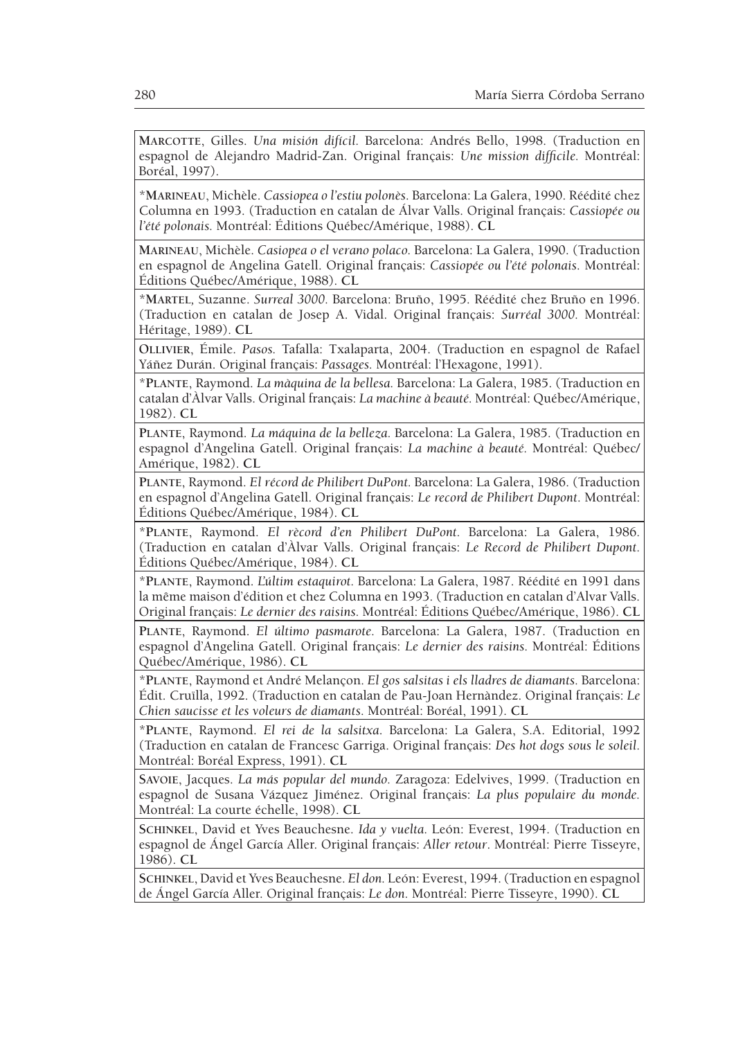**Marcotte**, Gilles. *Una misión difícil*. Barcelona: Andrés Bello, 1998. (Traduction en espagnol de Alejandro Madrid-Zan. Original français: *Une mission difficile*. Montréal: Boréal, 1997).

\***Marineau**, Michèle. *Cassiopea o l'estiu polonès*. Barcelona: La Galera, 1990. Réédité chez Columna en 1993. (Traduction en catalan de Álvar Valls. Original français: *Cassiopée ou l'été polonais*. Montréal: Éditions Québec/Amérique, 1988). **CL**

**Marineau**, Michèle. *Casiopea o el verano polaco*. Barcelona: La Galera, 1990. (Traduction en espagnol de Angelina Gatell. Original français: *Cassiopée ou l'été polonais*. Montréal: Éditions Québec/Amérique, 1988). **CL**

\***Martel**, Suzanne. *Surreal 3000*. Barcelona: Bruño, 1995. Réédité chez Bruño en 1996. (Traduction en catalan de Josep A. Vidal. Original français: *Surréal 3000*. Montréal: Héritage, 1989). **CL**

**Ollivier**, Émile. *Pasos*. Tafalla: Txalaparta, 2004. (Traduction en espagnol de Rafael Yáñez Durán. Original français: *Passages*. Montréal: l'Hexagone, 1991).

\***Plante**, Raymond. *La màquina de la bellesa*. Barcelona: La Galera, 1985. (Traduction en catalan d'Àlvar Valls. Original français: *La machine à beauté*. Montréal: Québec/Amérique, 1982). **CL**

**Plante**, Raymond. *La máquina de la belleza*. Barcelona: La Galera, 1985. (Traduction en espagnol d'Angelina Gatell. Original français: *La machine à beauté*. Montréal: Québec/Amérique, 1982). **CL**

**Plante**, Raymond. *El récord de Philibert DuPont*. Barcelona: La Galera, 1986. (Traduction en espagnol d'Angelina Gatell. Original français: *Le record de Philibert Dupont*. Montréal: Éditions Québec/Amérique, 1984). **CL**

\***Plante**, Raymond. *El rècord d'en Philibert DuPont*. Barcelona: La Galera, 1986. (Traduction en catalan d'Àlvar Valls. Original français: *Le Record de Philibert Dupont*. Éditions Québec/Amérique, 1984). **CL**

\***Plante**, Raymond. *L'últim estaquirot*. Barcelona: La Galera, 1987. Réédité en 1991 dans la même maison d'édition et chez Columna en 1993. (Traduction en catalan d'Alvar Valls. Original français: *Le dernier des raisins*. Montréal: Éditions Québec/Amérique, 1986). **CL**

**Plante**, Raymond. *El último pasmarote*. Barcelona: La Galera, 1987. (Traduction en espagnol d'Angelina Gatell. Original français: *Le dernier des raisins*. Montréal: Éditions Québec/Amérique, 1986). **CL**

\***Plante**, Raymond et André Melançon. *El gos salsitas i els lladres de diamants*. Barcelona: Édit. Cruïlla, 1992. (Traduction en catalan de Pau-Joan Hernàndez. Original français: *Le Chien saucisse et les voleurs de diamants*. Montréal: Boréal, 1991). **CL**

\***Plante**, Raymond. *El rei de la salsitxa*. Barcelona: La Galera, S.A. Editorial, 1992 (Traduction en catalan de Francesc Garriga. Original français: *Des hot dogs sous le soleil*. Montréal: Boréal Express, 1991). **CL**

**Savoie**, Jacques. *La más popular del mundo*. Zaragoza: Edelvives, 1999. (Traduction en espagnol de Susana Vázquez Jiménez. Original français: *La plus populaire du monde*. Montréal: La courte échelle, 1998). **CL**

**Schinkel**, David et Yves Beauchesne. *Ida y vuelta*. León: Everest, 1994. (Traduction en espagnol de Ángel García Aller. Original français: *Aller retour*. Montréal: Pierre Tisseyre, 1986). **CL**

**Schinkel**, David et Yves Beauchesne. *El don*. León: Everest, 1994. (Traduction en espagnol de Ángel García Aller. Original français: *Le don*. Montréal: Pierre Tisseyre, 1990). **CL**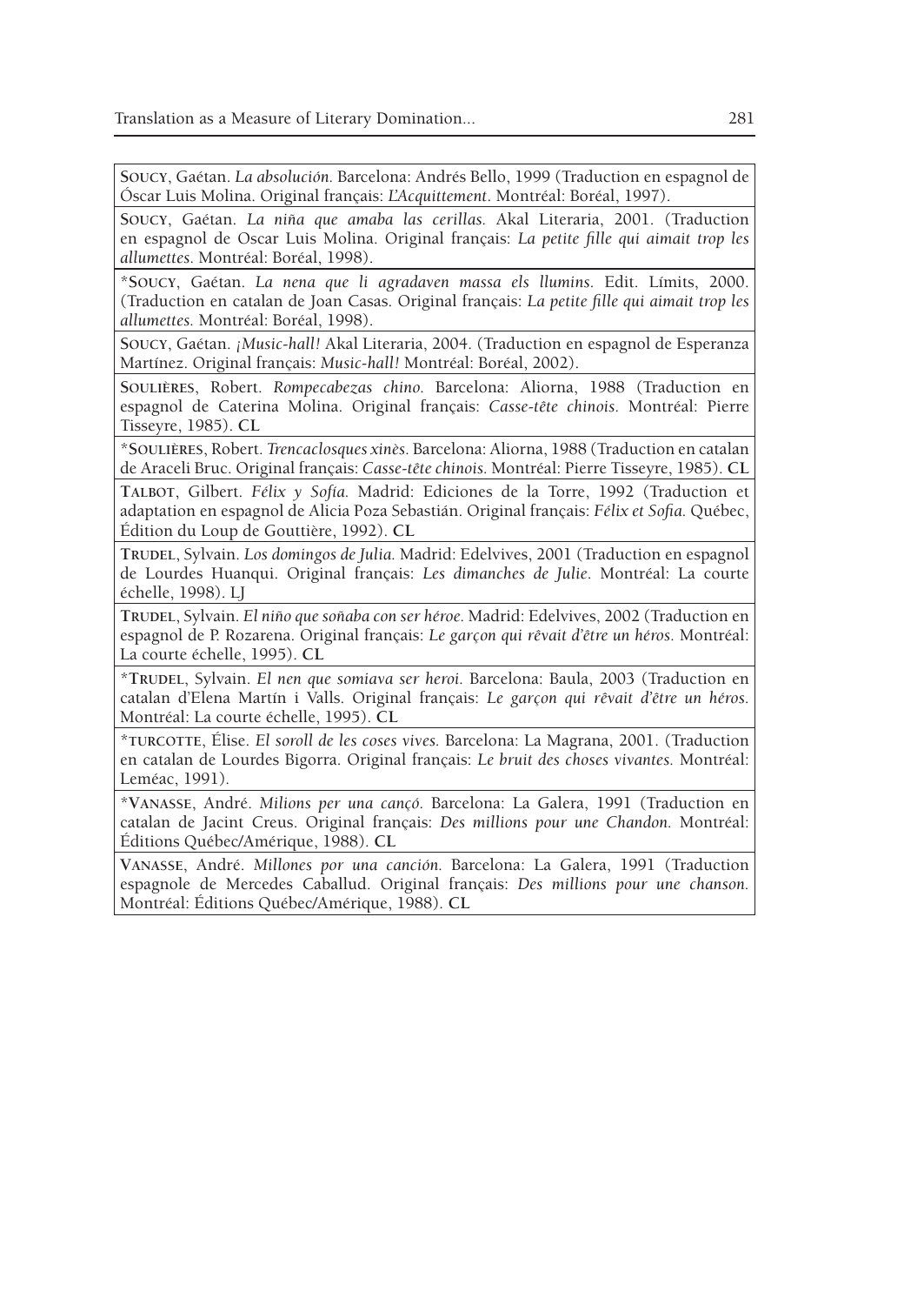| |
|---|
| Soucy, Gaétan. *La absolución.* Barcelona: Andrés Bello, 1999 (Traduction en espagnol de Óscar Luis Molina. Original français: *L'Acquittement*. Montréal: Boréal, 1997). |
| Soucy, Gaétan. *La niña que amaba las cerillas.* Akal Literaria, 2001. (Traduction en espagnol de Oscar Luis Molina. Original français: *La petite fille qui aimait trop les allumettes.* Montréal: Boréal, 1998). |
| *Soucy, Gaétan. *La nena que li agradaven massa els llumins.* Edit. Límits, 2000. (Traduction en catalan de Joan Casas. Original français: *La petite fille qui aimait trop les allumettes.* Montréal: Boréal, 1998). |
| Soucy, Gaétan. *¡Music-hall!* Akal Literaria, 2004. (Traduction en espagnol de Esperanza Martínez. Original français: *Music-hall!* Montréal: Boréal, 2002). |
| Soulières, Robert. *Rompecabezas chino.* Barcelona: Aliorna, 1988 (Traduction en espagnol de Caterina Molina. Original français: *Casse-tête chinois.* Montréal: Pierre Tisseyre, 1985). **CL** |
| *Soulières, Robert. *Trencaclosques xinès.* Barcelona: Aliorna, 1988 (Traduction en catalan de Araceli Bruc. Original français: *Casse-tête chinois.* Montréal: Pierre Tisseyre, 1985). **CL** |
| Talbot, Gilbert. *Félix y Sofía.* Madrid: Ediciones de la Torre, 1992 (Traduction et adaptation en espagnol de Alicia Poza Sebastián. Original français: *Félix et Sofia.* Québec, Édition du Loup de Gouttière, 1992). **CL** |
| Trudel, Sylvain. *Los domingos de Julia.* Madrid: Edelvives, 2001 (Traduction en espagnol de Lourdes Huanqui. Original français: *Les dimanches de Julie*. Montréal: La courte échelle, 1998). LJ |
| Trudel, Sylvain. *El niño que soñaba con ser héroe.* Madrid: Edelvives, 2002 (Traduction en espagnol de P. Rozarena. Original français: *Le garçon qui rêvait d'être un héros.* Montréal: La courte échelle, 1995). **CL** |
| *Trudel, Sylvain. *El nen que somiava ser heroi.* Barcelona: Baula, 2003 (Traduction en catalan d'Elena Martín i Valls. Original français: *Le garçon qui rêvait d'être un héros.* Montréal: La courte échelle, 1995). **CL** |
| *turcotte, Élise. *El soroll de les coses vives.* Barcelona: La Magrana, 2001. (Traduction en catalan de Lourdes Bigorra. Original français: *Le bruit des choses vivantes.* Montréal: Leméac, 1991). |
| *Vanasse, André. *Milions per una cançó.* Barcelona: La Galera, 1991 (Traduction en catalan de Jacint Creus. Original français: *Des millions pour une Chandon.* Montréal: Éditions Québec/Amérique, 1988). **CL** |
| Vanasse, André. *Millones por una canción.* Barcelona: La Galera, 1991 (Traduction espagnole de Mercedes Caballud. Original français: *Des millions pour une chanson.* Montréal: Éditions Québec/Amérique, 1988). **CL** |